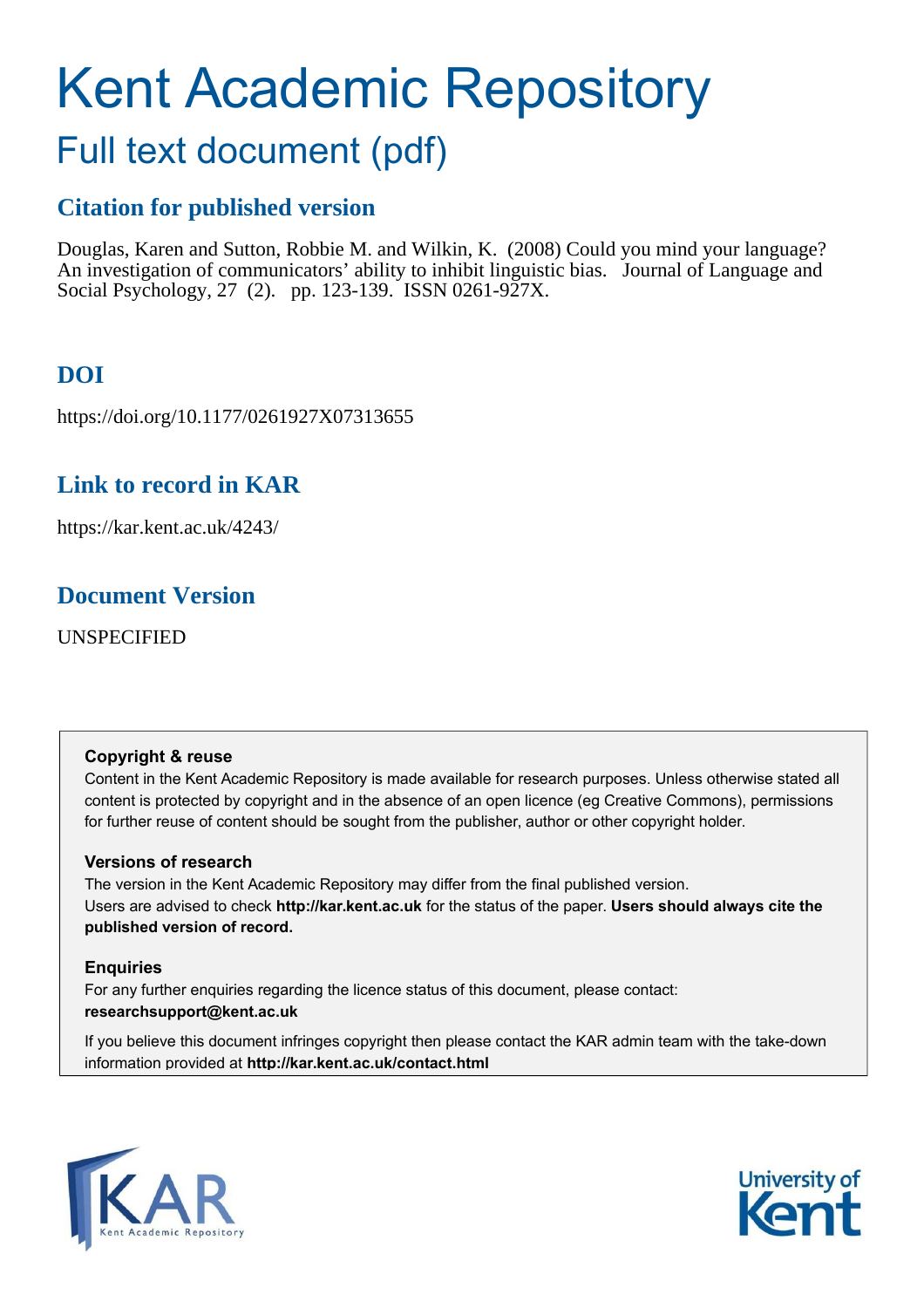# Kent Academic Repository

## Full text document (pdf)

### Citation for published version

Douglas, Karen and Sutton, Robbie M. and Wilkin, K. (2008) Could you mind your language? An investigation of communicators' ability to inhibit linguistic bias. Journal of Language and Social Psychology, 27 (2). pp. 123-139. ISSN 0261-927X.

### DOI

https://doi.org/10.1177/0261927X07313655

### Link to record in KAR

https://kar.kent.ac.uk/4243/

### Document Version

UNSPECIFIED

**Copyright & reuse**

Content in the Kent Academic Repository is made available for research purposes. Unless otherwise stated all content is protected by copyright and in the absence of an open licence (eg Creative Commons), permissions for further reuse of content should be sought from the publisher, author or other copyright holder.

**Versions of research**

The version in the Kent Academic Repository may differ from the final published version. Users are advised to check **http://kar.kent.ac.uk** for the status of the paper. **Users should always cite the published version of record.**

**Enquiries**

For any further enquiries regarding the licence status of this document, please contact: **researchsupport@kent.ac.uk**

If you believe this document infringes copyright then please contact the KAR admin team with the take-down information provided at **http://kar.kent.ac.uk/contact.html**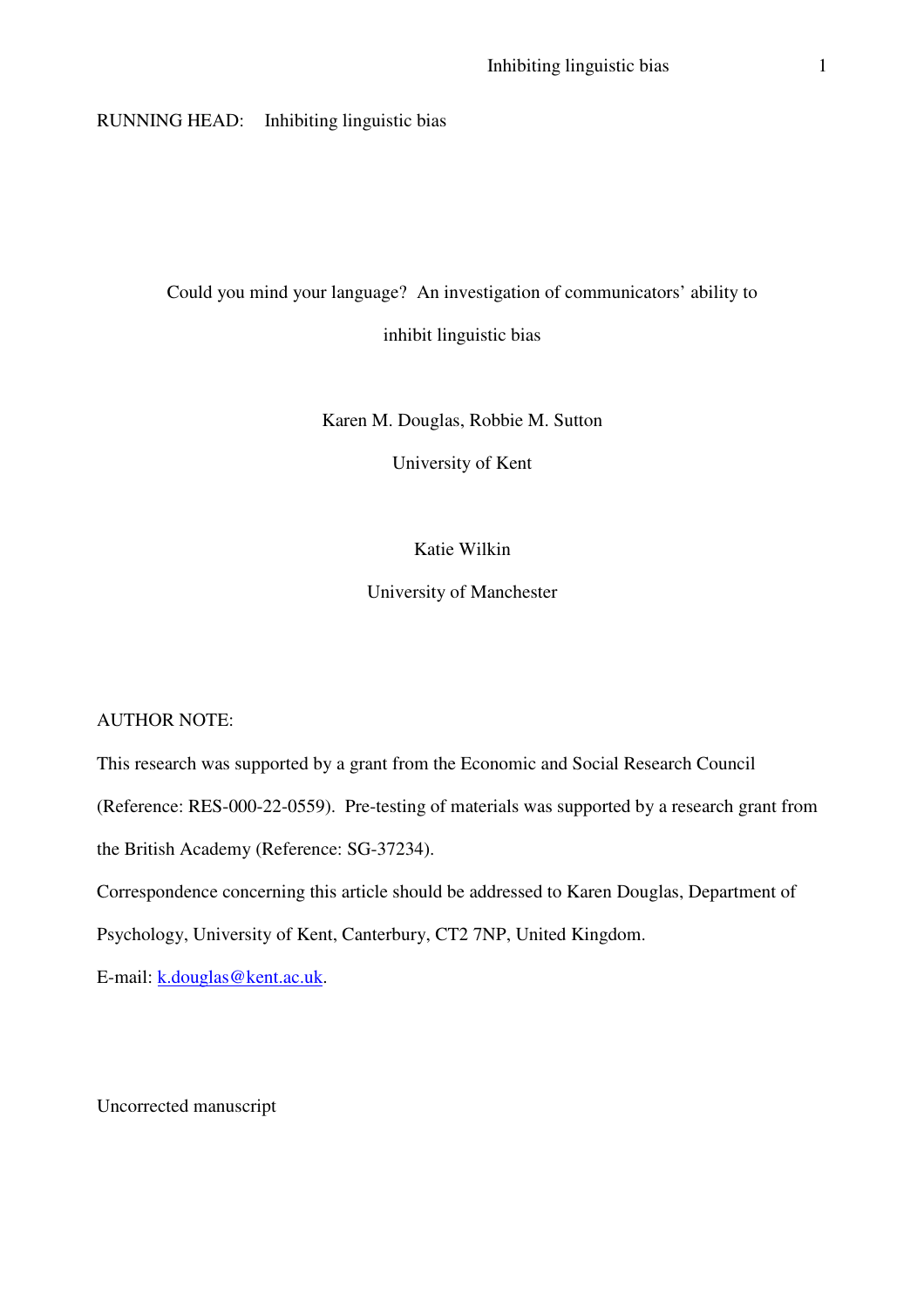RUNNING HEAD: Inhibiting linguistic bias

# Could you mind your language? An investigation of communicators' ability to inhibit linguistic bias

Karen M. Douglas, Robbie M. Sutton

University of Kent

Katie Wilkin

University of Manchester

AUTHOR NOTE:

This research was supported by a grant from the Economic and Social Research Council (Reference: RES-000-22-0559). Pre-testing of materials was supported by a research grant from the British Academy (Reference: SG-37234).

Correspondence concerning this article should be addressed to Karen Douglas, Department of Psychology, University of Kent, Canterbury, CT2 7NP, United Kingdom.

E-mail: k.douglas@kent.ac.uk.

Uncorrected manuscript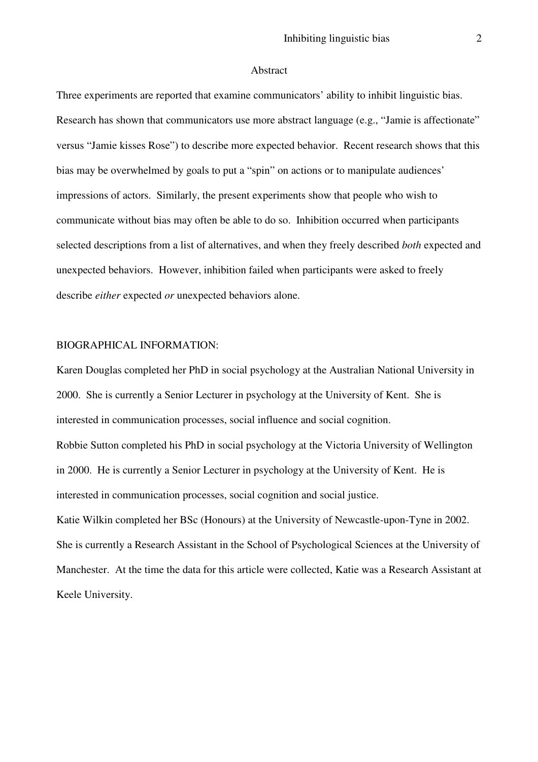## Abstract

Three experiments are reported that examine communicators' ability to inhibit linguistic bias. Research has shown that communicators use more abstract language (e.g., "Jamie is affectionate" versus "Jamie kisses Rose") to describe more expected behavior. Recent research shows that this bias may be overwhelmed by goals to put a "spin" on actions or to manipulate audiences' impressions of actors. Similarly, the present experiments show that people who wish to communicate without bias may often be able to do so. Inhibition occurred when participants selected descriptions from a list of alternatives, and when they freely described *both* expected and unexpected behaviors. However, inhibition failed when participants were asked to freely describe *either* expected *or* unexpected behaviors alone.

BIOGRAPHICAL INFORMATION:

Karen Douglas completed her PhD in social psychology at the Australian National University in 2000. She is currently a Senior Lecturer in psychology at the University of Kent. She is interested in communication processes, social influence and social cognition.

Robbie Sutton completed his PhD in social psychology at the Victoria University of Wellington in 2000. He is currently a Senior Lecturer in psychology at the University of Kent. He is interested in communication processes, social cognition and social justice.

Katie Wilkin completed her BSc (Honours) at the University of Newcastle-upon-Tyne in 2002. She is currently a Research Assistant in the School of Psychological Sciences at the University of Manchester. At the time the data for this article were collected, Katie was a Research Assistant at Keele University.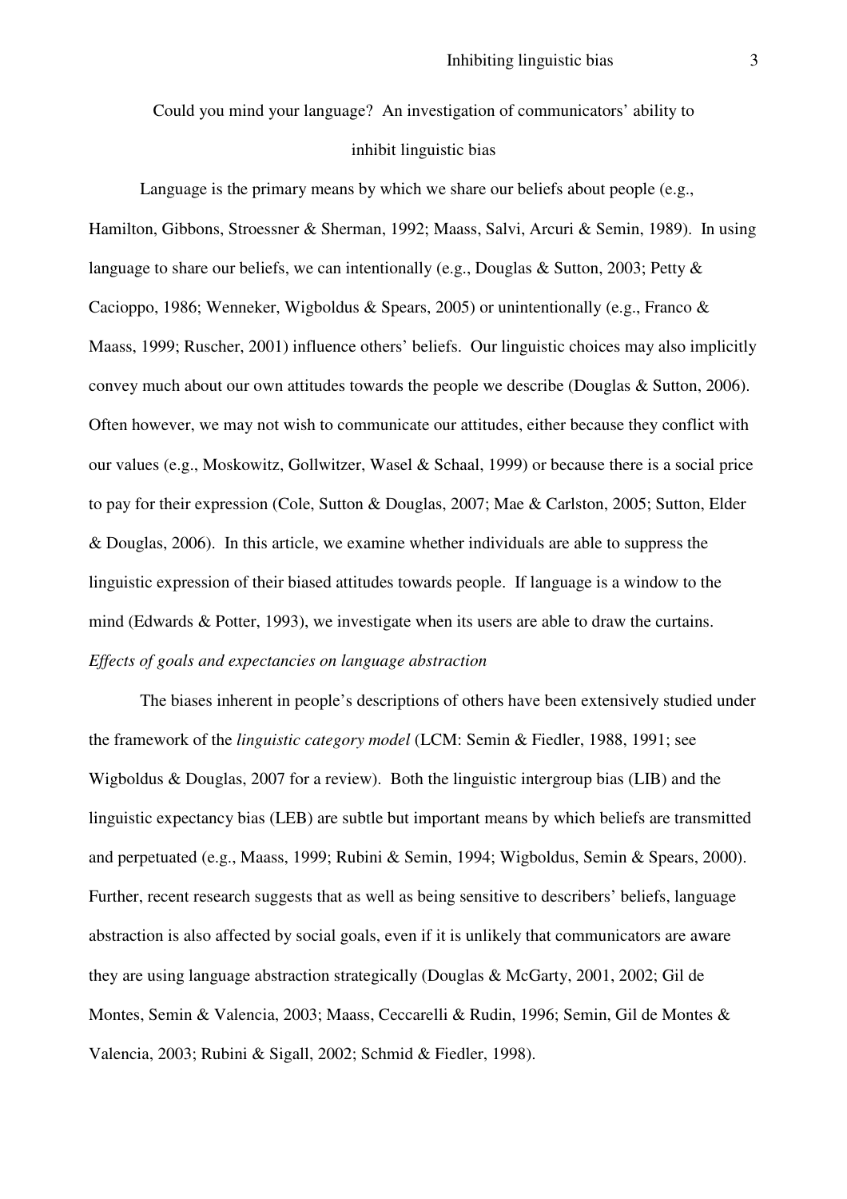## Could you mind your language? An investigation of communicators' ability to inhibit linguistic bias

Language is the primary means by which we share our beliefs about people (e.g., Hamilton, Gibbons, Stroessner & Sherman, 1992; Maass, Salvi, Arcuri & Semin, 1989). In using language to share our beliefs, we can intentionally (e.g., Douglas & Sutton, 2003; Petty & Cacioppo, 1986; Wenneker, Wigboldus & Spears, 2005) or unintentionally (e.g., Franco & Maass, 1999; Ruscher, 2001) influence others' beliefs. Our linguistic choices may also implicitly convey much about our own attitudes towards the people we describe (Douglas & Sutton, 2006). Often however, we may not wish to communicate our attitudes, either because they conflict with our values (e.g., Moskowitz, Gollwitzer, Wasel & Schaal, 1999) or because there is a social price to pay for their expression (Cole, Sutton & Douglas, 2007; Mae & Carlston, 2005; Sutton, Elder & Douglas, 2006). In this article, we examine whether individuals are able to suppress the linguistic expression of their biased attitudes towards people. If language is a window to the mind (Edwards & Potter, 1993), we investigate when its users are able to draw the curtains.

### *Effects of goals and expectancies on language abstraction*

The biases inherent in people's descriptions of others have been extensively studied under the framework of the *linguistic category model* (LCM: Semin & Fiedler, 1988, 1991; see Wigboldus & Douglas, 2007 for a review). Both the linguistic intergroup bias (LIB) and the linguistic expectancy bias (LEB) are subtle but important means by which beliefs are transmitted and perpetuated (e.g., Maass, 1999; Rubini & Semin, 1994; Wigboldus, Semin & Spears, 2000). Further, recent research suggests that as well as being sensitive to describers' beliefs, language abstraction is also affected by social goals, even if it is unlikely that communicators are aware they are using language abstraction strategically (Douglas & McGarty, 2001, 2002; Gil de Montes, Semin & Valencia, 2003; Maass, Ceccarelli & Rudin, 1996; Semin, Gil de Montes & Valencia, 2003; Rubini & Sigall, 2002; Schmid & Fiedler, 1998).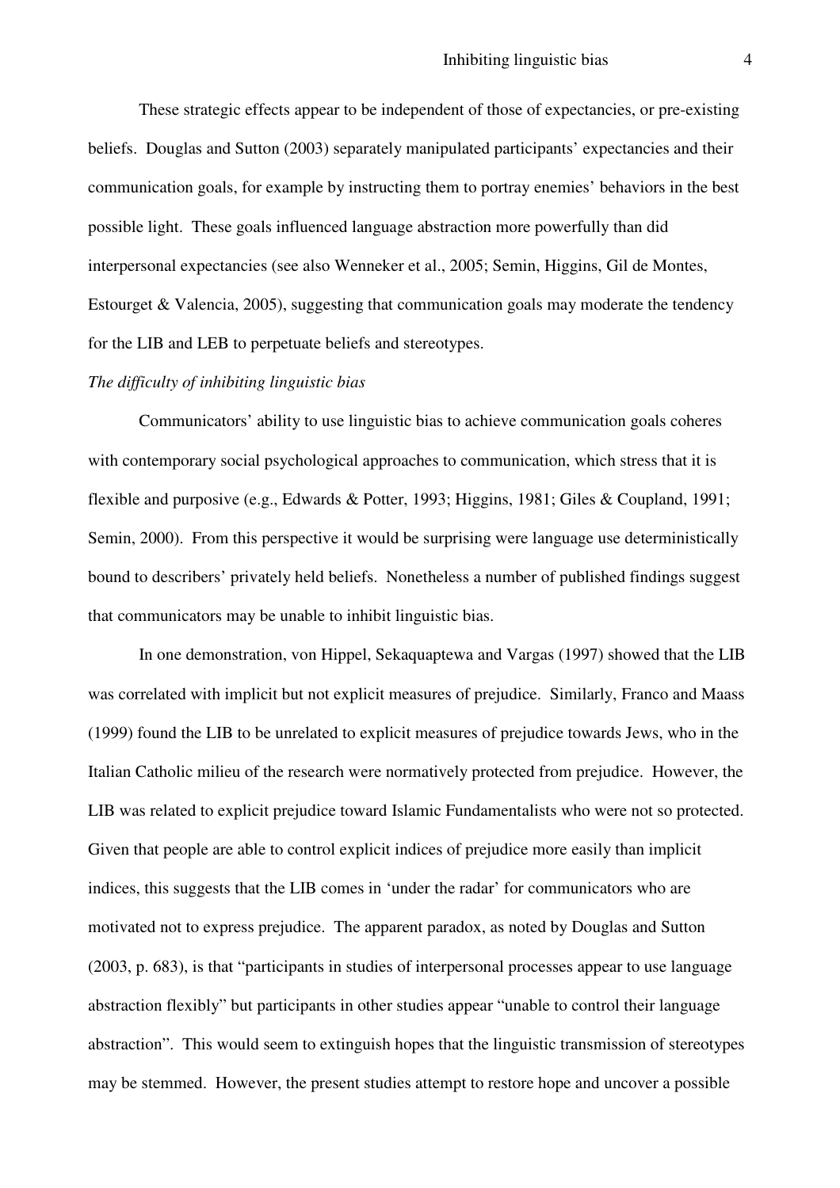These strategic effects appear to be independent of those of expectancies, or pre-existing beliefs. Douglas and Sutton (2003) separately manipulated participants' expectancies and their communication goals, for example by instructing them to portray enemies' behaviors in the best possible light. These goals influenced language abstraction more powerfully than did interpersonal expectancies (see also Wenneker et al., 2005; Semin, Higgins, Gil de Montes, Estourget & Valencia, 2005), suggesting that communication goals may moderate the tendency for the LIB and LEB to perpetuate beliefs and stereotypes.

*The difficulty of inhibiting linguistic bias*

Communicators' ability to use linguistic bias to achieve communication goals coheres with contemporary social psychological approaches to communication, which stress that it is flexible and purposive (e.g., Edwards & Potter, 1993; Higgins, 1981; Giles & Coupland, 1991; Semin, 2000). From this perspective it would be surprising were language use deterministically bound to describers' privately held beliefs. Nonetheless a number of published findings suggest that communicators may be unable to inhibit linguistic bias.

In one demonstration, von Hippel, Sekaquaptewa and Vargas (1997) showed that the LIB was correlated with implicit but not explicit measures of prejudice. Similarly, Franco and Maass (1999) found the LIB to be unrelated to explicit measures of prejudice towards Jews, who in the Italian Catholic milieu of the research were normatively protected from prejudice. However, the LIB was related to explicit prejudice toward Islamic Fundamentalists who were not so protected. Given that people are able to control explicit indices of prejudice more easily than implicit indices, this suggests that the LIB comes in 'under the radar' for communicators who are motivated not to express prejudice. The apparent paradox, as noted by Douglas and Sutton (2003, p. 683), is that "participants in studies of interpersonal processes appear to use language abstraction flexibly" but participants in other studies appear "unable to control their language abstraction". This would seem to extinguish hopes that the linguistic transmission of stereotypes may be stemmed. However, the present studies attempt to restore hope and uncover a possible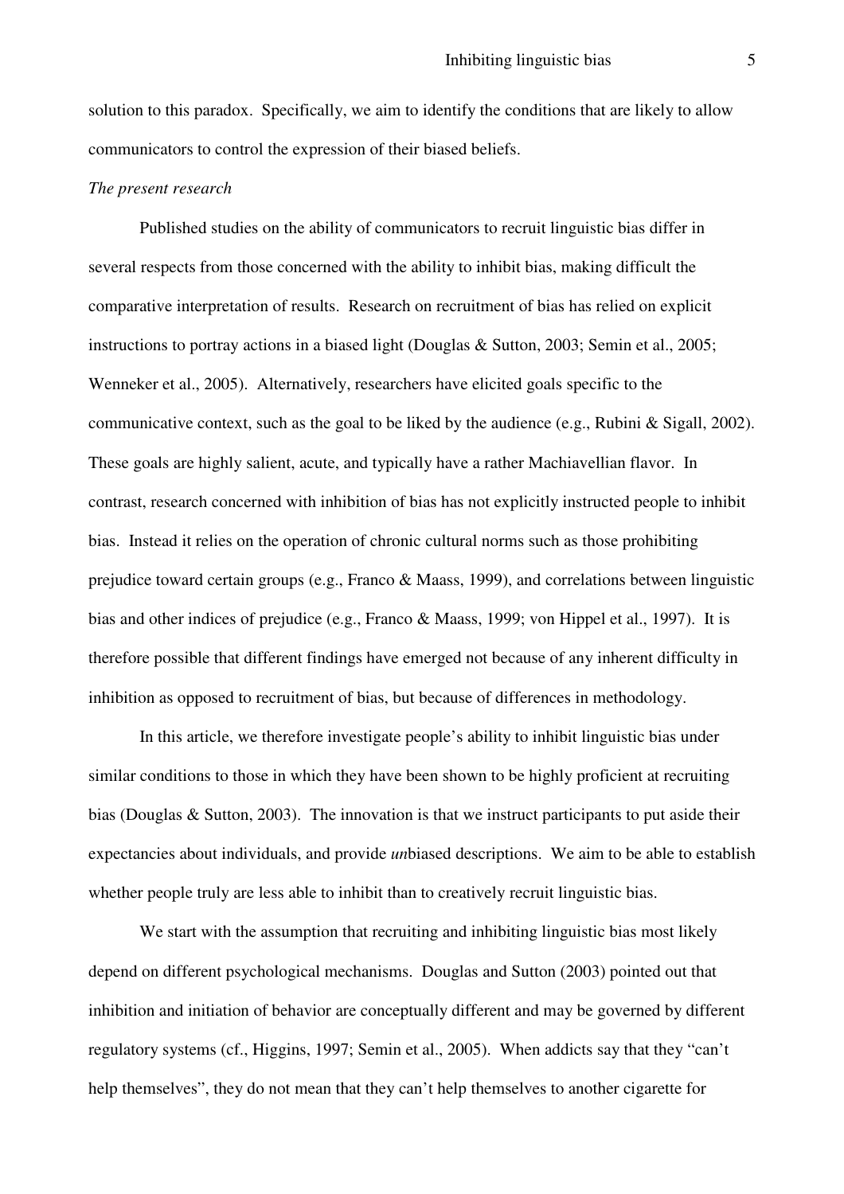solution to this paradox. Specifically, we aim to identify the conditions that are likely to allow communicators to control the expression of their biased beliefs.

*The present research*

Published studies on the ability of communicators to recruit linguistic bias differ in several respects from those concerned with the ability to inhibit bias, making difficult the comparative interpretation of results. Research on recruitment of bias has relied on explicit instructions to portray actions in a biased light (Douglas & Sutton, 2003; Semin et al., 2005; Wenneker et al., 2005). Alternatively, researchers have elicited goals specific to the communicative context, such as the goal to be liked by the audience (e.g., Rubini & Sigall, 2002). These goals are highly salient, acute, and typically have a rather Machiavellian flavor. In contrast, research concerned with inhibition of bias has not explicitly instructed people to inhibit bias. Instead it relies on the operation of chronic cultural norms such as those prohibiting prejudice toward certain groups (e.g., Franco & Maass, 1999), and correlations between linguistic bias and other indices of prejudice (e.g., Franco & Maass, 1999; von Hippel et al., 1997). It is therefore possible that different findings have emerged not because of any inherent difficulty in inhibition as opposed to recruitment of bias, but because of differences in methodology.

In this article, we therefore investigate people's ability to inhibit linguistic bias under similar conditions to those in which they have been shown to be highly proficient at recruiting bias (Douglas & Sutton, 2003). The innovation is that we instruct participants to put aside their expectancies about individuals, and provide *un*biased descriptions. We aim to be able to establish whether people truly are less able to inhibit than to creatively recruit linguistic bias.

We start with the assumption that recruiting and inhibiting linguistic bias most likely depend on different psychological mechanisms. Douglas and Sutton (2003) pointed out that inhibition and initiation of behavior are conceptually different and may be governed by different regulatory systems (cf., Higgins, 1997; Semin et al., 2005). When addicts say that they "can't help themselves", they do not mean that they can't help themselves to another cigarette for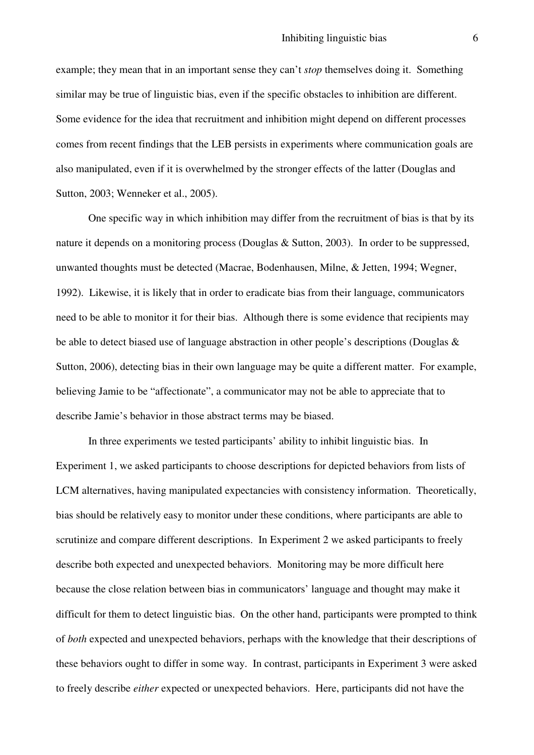example; they mean that in an important sense they can't *stop* themselves doing it. Something similar may be true of linguistic bias, even if the specific obstacles to inhibition are different. Some evidence for the idea that recruitment and inhibition might depend on different processes comes from recent findings that the LEB persists in experiments where communication goals are also manipulated, even if it is overwhelmed by the stronger effects of the latter (Douglas and Sutton, 2003; Wenneker et al., 2005).

One specific way in which inhibition may differ from the recruitment of bias is that by its nature it depends on a monitoring process (Douglas & Sutton, 2003). In order to be suppressed, unwanted thoughts must be detected (Macrae, Bodenhausen, Milne, & Jetten, 1994; Wegner, 1992). Likewise, it is likely that in order to eradicate bias from their language, communicators need to be able to monitor it for their bias. Although there is some evidence that recipients may be able to detect biased use of language abstraction in other people's descriptions (Douglas & Sutton, 2006), detecting bias in their own language may be quite a different matter. For example, believing Jamie to be "affectionate", a communicator may not be able to appreciate that to describe Jamie's behavior in those abstract terms may be biased.

In three experiments we tested participants' ability to inhibit linguistic bias. In Experiment 1, we asked participants to choose descriptions for depicted behaviors from lists of LCM alternatives, having manipulated expectancies with consistency information. Theoretically, bias should be relatively easy to monitor under these conditions, where participants are able to scrutinize and compare different descriptions. In Experiment 2 we asked participants to freely describe both expected and unexpected behaviors. Monitoring may be more difficult here because the close relation between bias in communicators' language and thought may make it difficult for them to detect linguistic bias. On the other hand, participants were prompted to think of *both* expected and unexpected behaviors, perhaps with the knowledge that their descriptions of these behaviors ought to differ in some way. In contrast, participants in Experiment 3 were asked to freely describe *either* expected or unexpected behaviors. Here, participants did not have the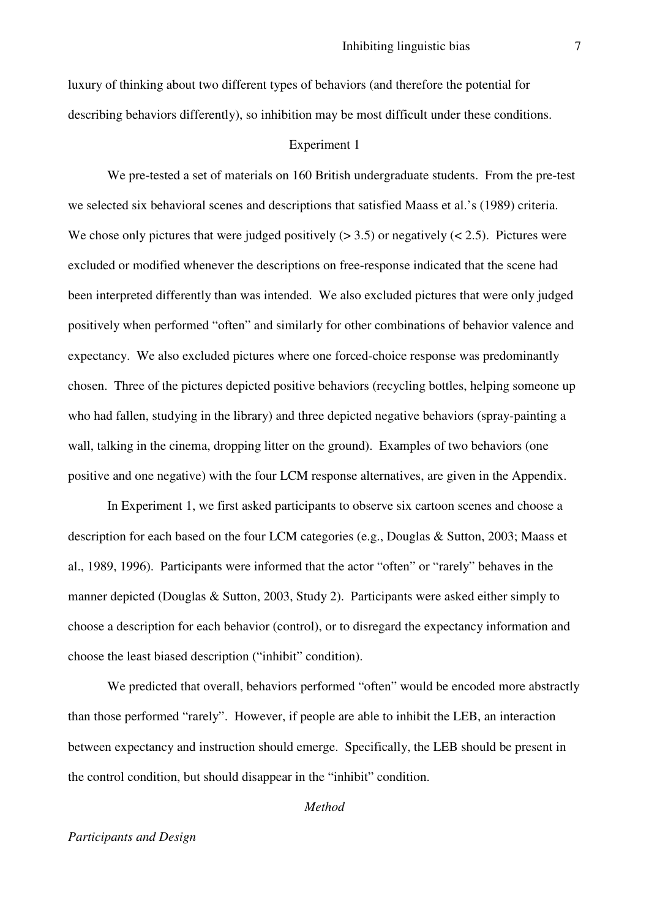luxury of thinking about two different types of behaviors (and therefore the potential for describing behaviors differently), so inhibition may be most difficult under these conditions.

## Experiment 1

We pre-tested a set of materials on 160 British undergraduate students. From the pre-test we selected six behavioral scenes and descriptions that satisfied Maass et al.'s (1989) criteria. We chose only pictures that were judged positively (> 3.5) or negatively (< 2.5). Pictures were excluded or modified whenever the descriptions on free-response indicated that the scene had been interpreted differently than was intended. We also excluded pictures that were only judged positively when performed "often" and similarly for other combinations of behavior valence and expectancy. We also excluded pictures where one forced-choice response was predominantly chosen. Three of the pictures depicted positive behaviors (recycling bottles, helping someone up who had fallen, studying in the library) and three depicted negative behaviors (spray-painting a wall, talking in the cinema, dropping litter on the ground). Examples of two behaviors (one positive and one negative) with the four LCM response alternatives, are given in the Appendix.

In Experiment 1, we first asked participants to observe six cartoon scenes and choose a description for each based on the four LCM categories (e.g., Douglas & Sutton, 2003; Maass et al., 1989, 1996). Participants were informed that the actor "often" or "rarely" behaves in the manner depicted (Douglas & Sutton, 2003, Study 2). Participants were asked either simply to choose a description for each behavior (control), or to disregard the expectancy information and choose the least biased description ("inhibit" condition).

We predicted that overall, behaviors performed "often" would be encoded more abstractly than those performed "rarely". However, if people are able to inhibit the LEB, an interaction between expectancy and instruction should emerge. Specifically, the LEB should be present in the control condition, but should disappear in the "inhibit" condition.

### *Method*

#### *Participants and Design*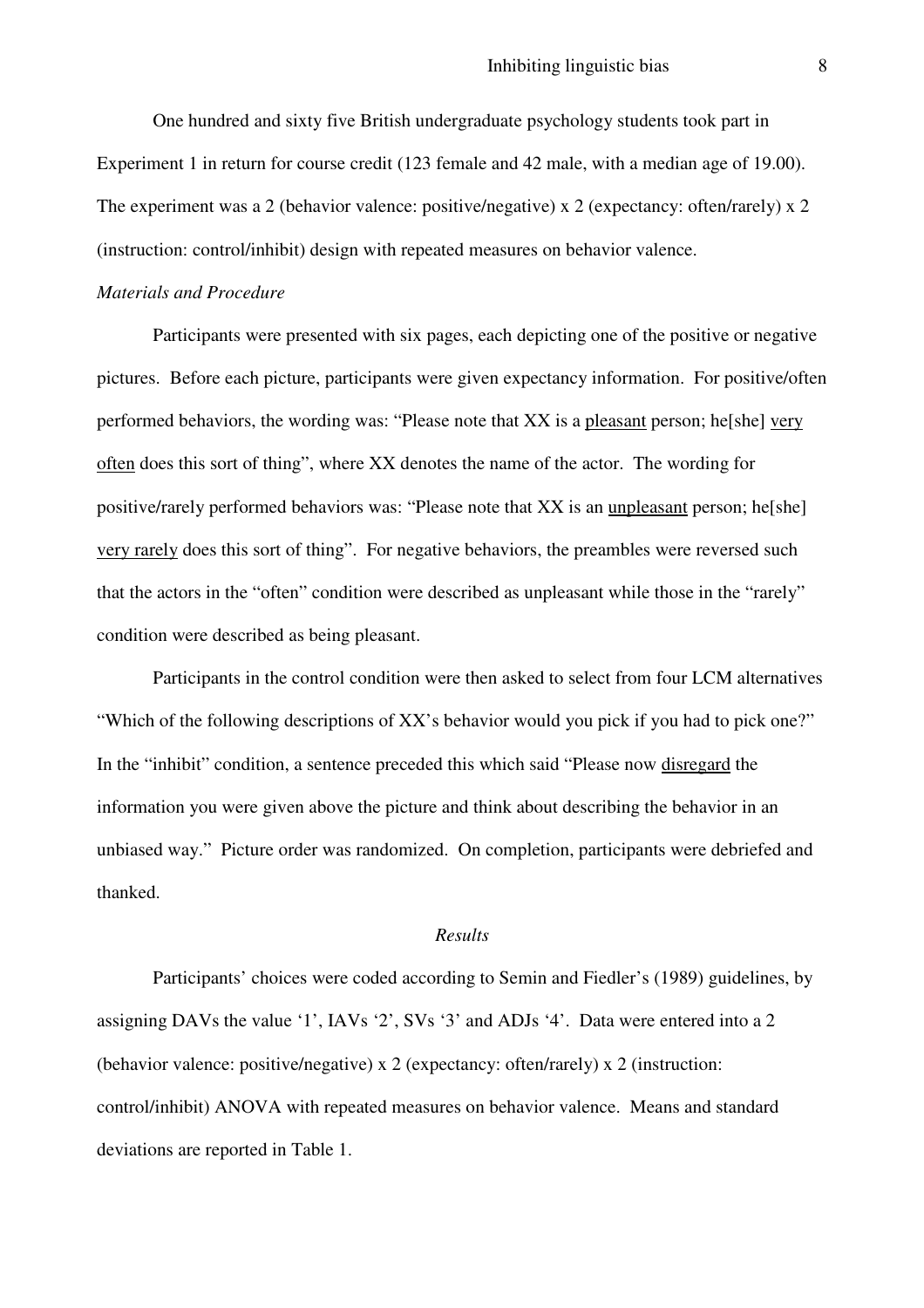One hundred and sixty five British undergraduate psychology students took part in Experiment 1 in return for course credit (123 female and 42 male, with a median age of 19.00). The experiment was a 2 (behavior valence: positive/negative) x 2 (expectancy: often/rarely) x 2 (instruction: control/inhibit) design with repeated measures on behavior valence.

*Materials and Procedure*

Participants were presented with six pages, each depicting one of the positive or negative pictures. Before each picture, participants were given expectancy information. For positive/often performed behaviors, the wording was: "Please note that XX is a <u>pleasant</u> person; he[she] <u>very often</u> does this sort of thing", where XX denotes the name of the actor. The wording for positive/rarely performed behaviors was: "Please note that XX is an <u>unpleasant</u> person; he[she] <u>very rarely</u> does this sort of thing". For negative behaviors, the preambles were reversed such that the actors in the "often" condition were described as unpleasant while those in the "rarely" condition were described as being pleasant.

Participants in the control condition were then asked to select from four LCM alternatives "Which of the following descriptions of XX's behavior would you pick if you had to pick one?" In the "inhibit" condition, a sentence preceded this which said "Please now <u>disregard</u> the information you were given above the picture and think about describing the behavior in an unbiased way." Picture order was randomized. On completion, participants were debriefed and thanked.

## *Results*

Participants' choices were coded according to Semin and Fiedler's (1989) guidelines, by assigning DAVs the value '1', IAVs '2', SVs '3' and ADJs '4'. Data were entered into a 2 (behavior valence: positive/negative) x 2 (expectancy: often/rarely) x 2 (instruction: control/inhibit) ANOVA with repeated measures on behavior valence. Means and standard deviations are reported in Table 1.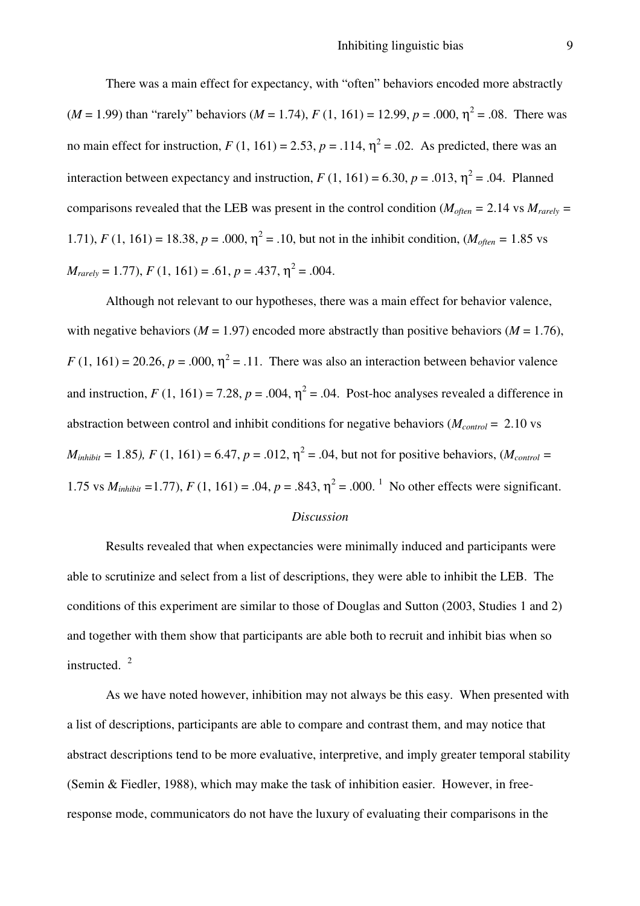There was a main effect for expectancy, with "often" behaviors encoded more abstractly ($M$ = 1.99) than "rarely" behaviors ($M$ = 1.74), $F$ (1, 161) = 12.99, $p$ = .000, $\eta^2$ = .08. There was no main effect for instruction, $F$ (1, 161) = 2.53, $p$ = .114, $\eta^2$ = .02. As predicted, there was an interaction between expectancy and instruction, $F$ (1, 161) = 6.30, $p$ = .013, $\eta^2$ = .04. Planned comparisons revealed that the LEB was present in the control condition ($M_{often}$ = 2.14 vs $M_{rarely}$ = 1.71), $F$ (1, 161) = 18.38, $p$ = .000, $\eta^2$ = .10, but not in the inhibit condition, ($M_{often}$ = 1.85 vs $M_{rarely}$ = 1.77), $F$ (1, 161) = .61, $p$ = .437, $\eta^2$ = .004.

Although not relevant to our hypotheses, there was a main effect for behavior valence, with negative behaviors ($M$ = 1.97) encoded more abstractly than positive behaviors ($M$ = 1.76), $F$ (1, 161) = 20.26, $p$ = .000, $\eta^2$ = .11. There was also an interaction between behavior valence and instruction, $F$ (1, 161) = 7.28, $p$ = .004, $\eta^2$ = .04. Post-hoc analyses revealed a difference in abstraction between control and inhibit conditions for negative behaviors ($M_{control}$ = 2.10 vs $M_{inhibit}$ = 1.85), $F$ (1, 161) = 6.47, $p$ = .012, $\eta^2$ = .04, but not for positive behaviors, ($M_{control}$ = 1.75 vs $M_{inhibit}$ =1.77), $F$ (1, 161) = .04, $p$ = .843, $\eta^2$ = .000. [1] No other effects were significant.

*Discussion*

Results revealed that when expectancies were minimally induced and participants were able to scrutinize and select from a list of descriptions, they were able to inhibit the LEB. The conditions of this experiment are similar to those of Douglas and Sutton (2003, Studies 1 and 2) and together with them show that participants are able both to recruit and inhibit bias when so instructed. [2]

As we have noted however, inhibition may not always be this easy. When presented with a list of descriptions, participants are able to compare and contrast them, and may notice that abstract descriptions tend to be more evaluative, interpretive, and imply greater temporal stability (Semin & Fiedler, 1988), which may make the task of inhibition easier. However, in free-response mode, communicators do not have the luxury of evaluating their comparisons in the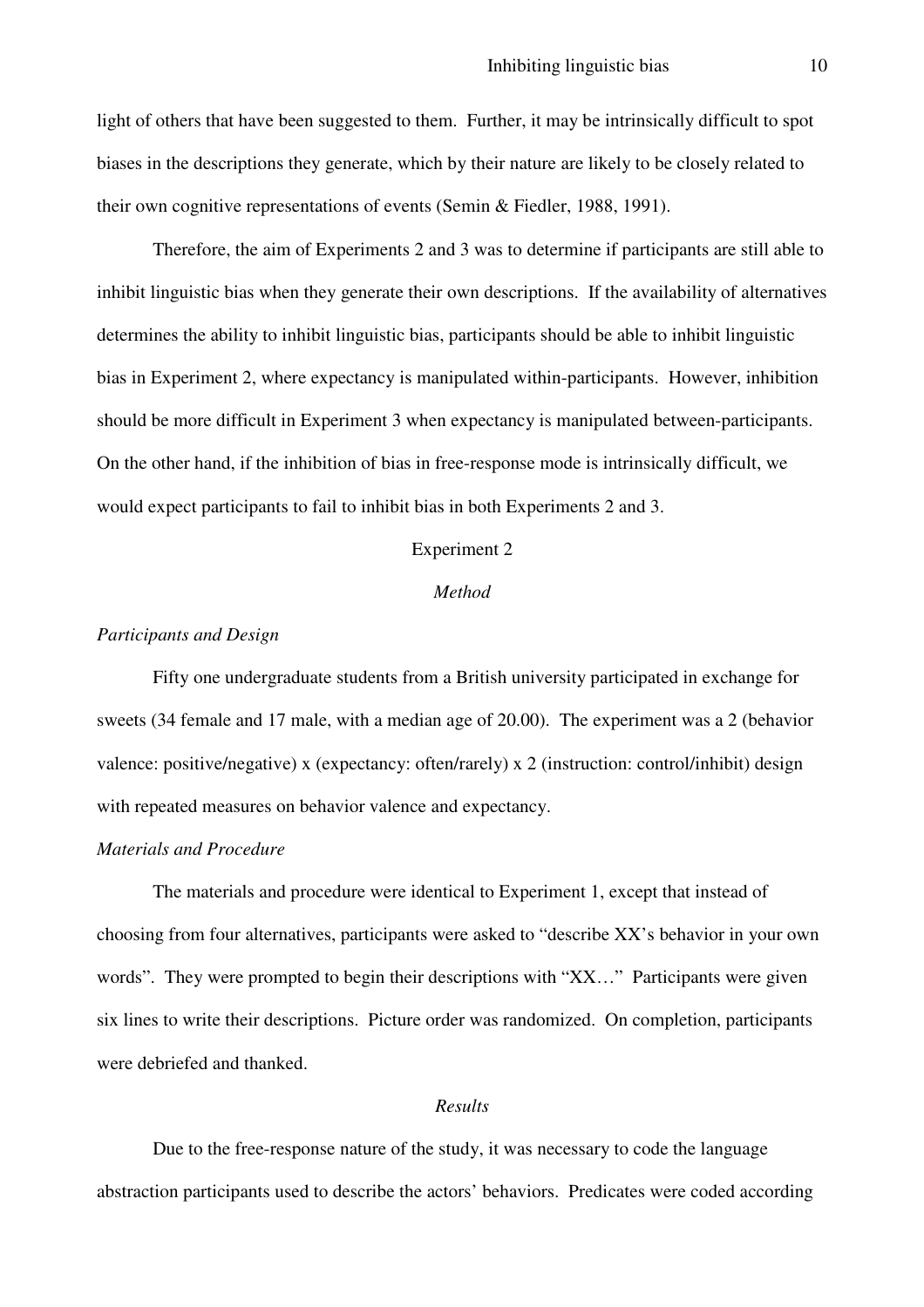light of others that have been suggested to them. Further, it may be intrinsically difficult to spot biases in the descriptions they generate, which by their nature are likely to be closely related to their own cognitive representations of events (Semin & Fiedler, 1988, 1991).

Therefore, the aim of Experiments 2 and 3 was to determine if participants are still able to inhibit linguistic bias when they generate their own descriptions. If the availability of alternatives determines the ability to inhibit linguistic bias, participants should be able to inhibit linguistic bias in Experiment 2, where expectancy is manipulated within-participants. However, inhibition should be more difficult in Experiment 3 when expectancy is manipulated between-participants. On the other hand, if the inhibition of bias in free-response mode is intrinsically difficult, we would expect participants to fail to inhibit bias in both Experiments 2 and 3.

# Experiment 2

## *Method*

### *Participants and Design*

Fifty one undergraduate students from a British university participated in exchange for sweets (34 female and 17 male, with a median age of 20.00). The experiment was a 2 (behavior valence: positive/negative) x (expectancy: often/rarely) x 2 (instruction: control/inhibit) design with repeated measures on behavior valence and expectancy.

### *Materials and Procedure*

The materials and procedure were identical to Experiment 1, except that instead of choosing from four alternatives, participants were asked to "describe XX's behavior in your own words". They were prompted to begin their descriptions with "XX…" Participants were given six lines to write their descriptions. Picture order was randomized. On completion, participants were debriefed and thanked.

## *Results*

Due to the free-response nature of the study, it was necessary to code the language abstraction participants used to describe the actors' behaviors. Predicates were coded according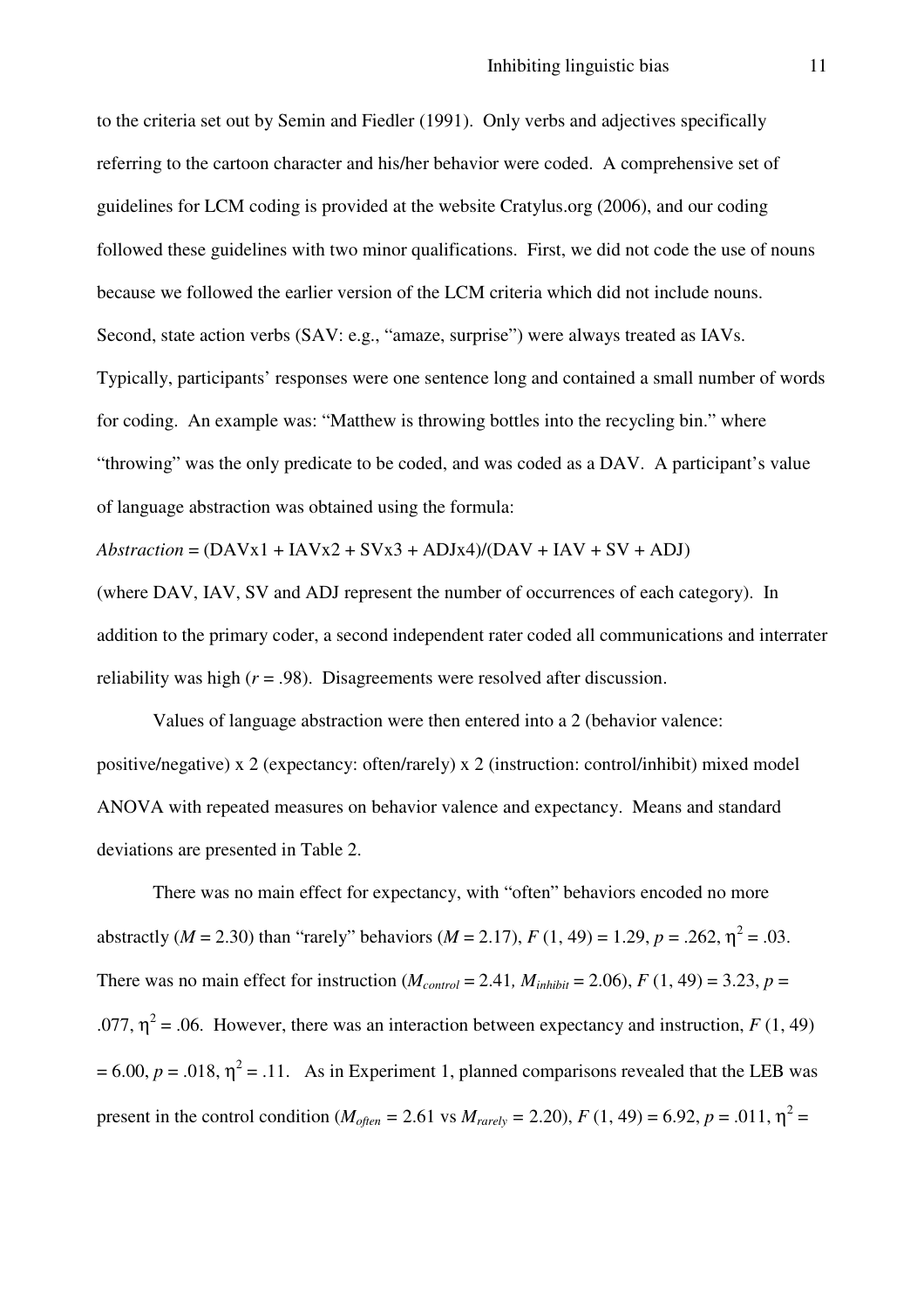to the criteria set out by Semin and Fiedler (1991). Only verbs and adjectives specifically referring to the cartoon character and his/her behavior were coded. A comprehensive set of guidelines for LCM coding is provided at the website Cratylus.org (2006), and our coding followed these guidelines with two minor qualifications. First, we did not code the use of nouns because we followed the earlier version of the LCM criteria which did not include nouns. Second, state action verbs (SAV: e.g., "amaze, surprise") were always treated as IAVs. Typically, participants' responses were one sentence long and contained a small number of words for coding. An example was: "Matthew is throwing bottles into the recycling bin." where "throwing" was the only predicate to be coded, and was coded as a DAV. A participant's value of language abstraction was obtained using the formula:

*Abstraction* = (DAVx1 + IAVx2 + SVx3 + ADJx4)/(DAV + IAV + SV + ADJ)

(where DAV, IAV, SV and ADJ represent the number of occurrences of each category). In addition to the primary coder, a second independent rater coded all communications and interrater reliability was high ($r = .98$). Disagreements were resolved after discussion.

Values of language abstraction were then entered into a 2 (behavior valence: positive/negative) x 2 (expectancy: often/rarely) x 2 (instruction: control/inhibit) mixed model ANOVA with repeated measures on behavior valence and expectancy. Means and standard deviations are presented in Table 2.

There was no main effect for expectancy, with "often" behaviors encoded no more abstractly ($M = 2.30$) than "rarely" behaviors ($M = 2.17$), $F(1, 49) = 1.29$, $p = .262$, $\eta^2 = .03$. There was no main effect for instruction ($M_{control} = 2.41$, $M_{inhibit} = 2.06$), $F(1, 49) = 3.23$, $p = .077$, $\eta^2 = .06$. However, there was an interaction between expectancy and instruction, $F(1, 49) = 6.00$, $p = .018$, $\eta^2 = .11$. As in Experiment 1, planned comparisons revealed that the LEB was present in the control condition ($M_{often} = 2.61$ vs $M_{rarely} = 2.20$), $F(1, 49) = 6.92$, $p = .011$, $\eta^2 =$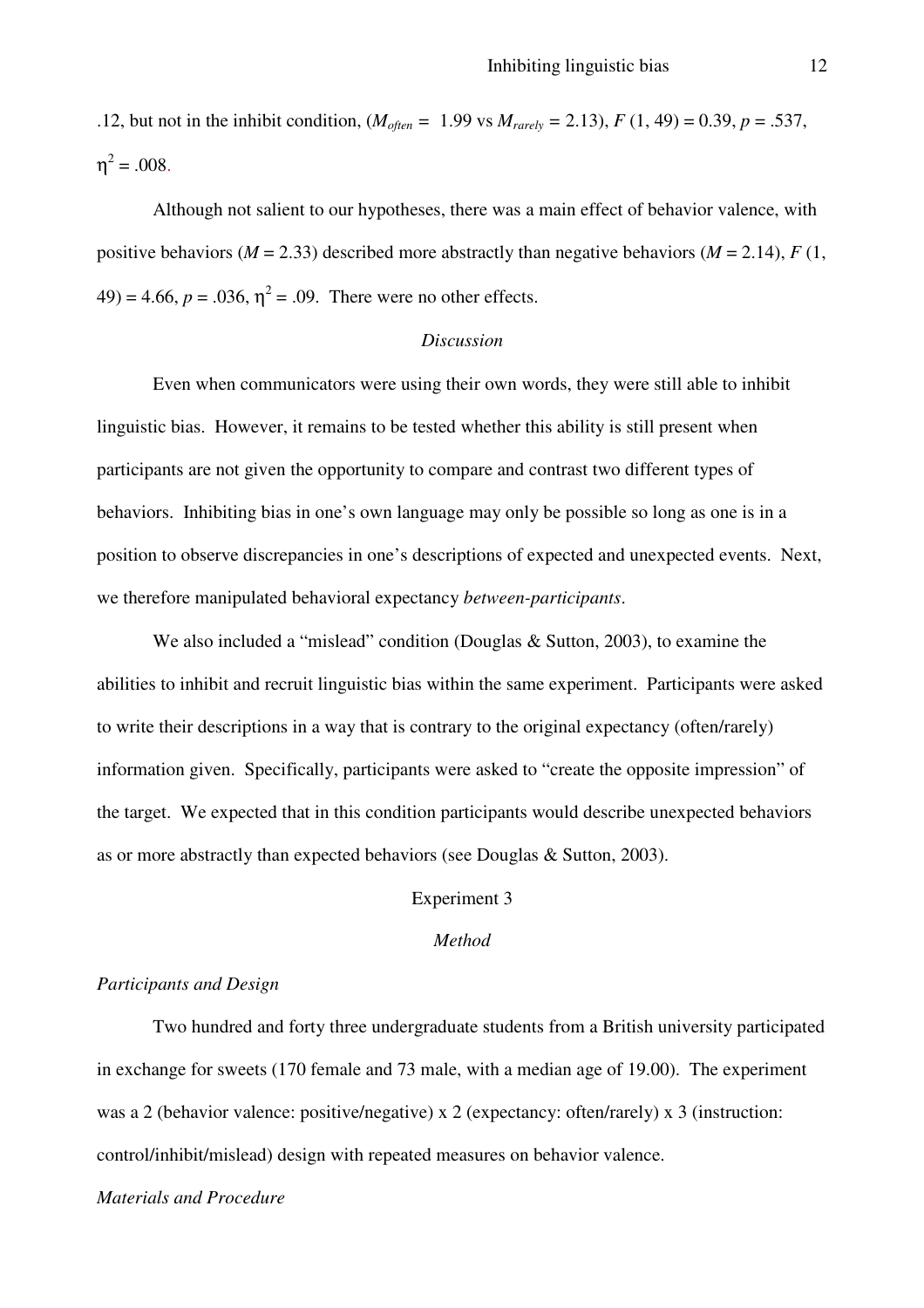.12, but not in the inhibit condition, ($M_{often}$ = 1.99 vs $M_{rarely}$ = 2.13), $F$ (1, 49) = 0.39, $p$ = .537, $\eta^2$ = .008.

Although not salient to our hypotheses, there was a main effect of behavior valence, with positive behaviors ($M$ = 2.33) described more abstractly than negative behaviors ($M$ = 2.14), $F$ (1, 49) = 4.66, $p$ = .036, $\eta^2$ = .09. There were no other effects.

*Discussion*

Even when communicators were using their own words, they were still able to inhibit linguistic bias. However, it remains to be tested whether this ability is still present when participants are not given the opportunity to compare and contrast two different types of behaviors. Inhibiting bias in one's own language may only be possible so long as one is in a position to observe discrepancies in one's descriptions of expected and unexpected events. Next, we therefore manipulated behavioral expectancy *between-participants*.

We also included a "mislead" condition (Douglas & Sutton, 2003), to examine the abilities to inhibit and recruit linguistic bias within the same experiment. Participants were asked to write their descriptions in a way that is contrary to the original expectancy (often/rarely) information given. Specifically, participants were asked to "create the opposite impression" of the target. We expected that in this condition participants would describe unexpected behaviors as or more abstractly than expected behaviors (see Douglas & Sutton, 2003).

## Experiment 3

*Method*

*Participants and Design*

Two hundred and forty three undergraduate students from a British university participated in exchange for sweets (170 female and 73 male, with a median age of 19.00). The experiment was a 2 (behavior valence: positive/negative) x 2 (expectancy: often/rarely) x 3 (instruction: control/inhibit/mislead) design with repeated measures on behavior valence.

*Materials and Procedure*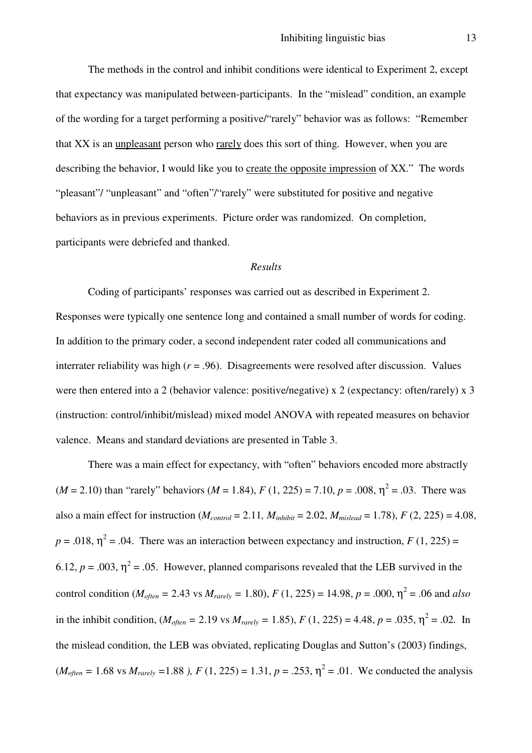The methods in the control and inhibit conditions were identical to Experiment 2, except that expectancy was manipulated between-participants. In the "mislead" condition, an example of the wording for a target performing a positive/"rarely" behavior was as follows: "Remember that XX is an <u>unpleasant</u> person who <u>rarely</u> does this sort of thing. However, when you are describing the behavior, I would like you to <u>create the opposite impression</u> of XX." The words "pleasant"/ "unpleasant" and "often"/"rarely" were substituted for positive and negative behaviors as in previous experiments. Picture order was randomized. On completion, participants were debriefed and thanked.

*Results*

Coding of participants' responses was carried out as described in Experiment 2. Responses were typically one sentence long and contained a small number of words for coding. In addition to the primary coder, a second independent rater coded all communications and interrater reliability was high ($r$ = .96). Disagreements were resolved after discussion. Values were then entered into a 2 (behavior valence: positive/negative) x 2 (expectancy: often/rarely) x 3 (instruction: control/inhibit/mislead) mixed model ANOVA with repeated measures on behavior valence. Means and standard deviations are presented in Table 3.

There was a main effect for expectancy, with "often" behaviors encoded more abstractly ($M$ = 2.10) than "rarely" behaviors ($M$ = 1.84), $F$ (1, 225) = 7.10, $p$ = .008, $\eta^2$ = .03. There was also a main effect for instruction ($M_{control}$ = 2.11, $M_{inhibit}$ = 2.02, $M_{mislead}$ = 1.78), $F$ (2, 225) = 4.08, $p$ = .018, $\eta^2$ = .04. There was an interaction between expectancy and instruction, $F$ (1, 225) = 6.12, $p$ = .003, $\eta^2$ = .05. However, planned comparisons revealed that the LEB survived in the control condition ($M_{often}$ = 2.43 vs $M_{rarely}$ = 1.80), $F$ (1, 225) = 14.98, $p$ = .000, $\eta^2$ = .06 and *also* in the inhibit condition, ($M_{often}$ = 2.19 vs $M_{rarely}$ = 1.85), $F$ (1, 225) = 4.48, $p$ = .035, $\eta^2$ = .02. In the mislead condition, the LEB was obviated, replicating Douglas and Sutton's (2003) findings, ($M_{often}$ = 1.68 vs $M_{rarely}$ =1.88 *),* $F$ (1, 225) = 1.31, $p$ = .253, $\eta^2$ = .01. We conducted the analysis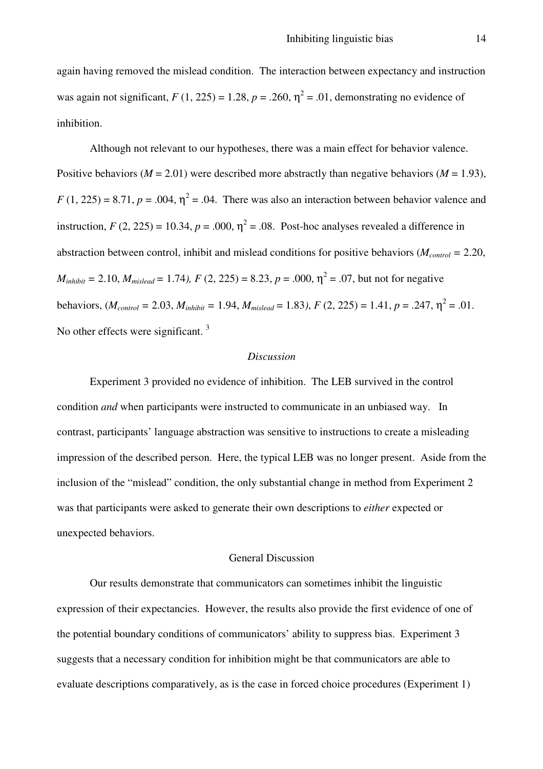again having removed the mislead condition. The interaction between expectancy and instruction was again not significant, $F(1, 225) = 1.28$, $p = .260$, $\eta^2 = .01$, demonstrating no evidence of inhibition.

Although not relevant to our hypotheses, there was a main effect for behavior valence. Positive behaviors ($M = 2.01$) were described more abstractly than negative behaviors ($M = 1.93$), $F(1, 225) = 8.71$, $p = .004$, $\eta^2 = .04$. There was also an interaction between behavior valence and instruction, $F(2, 225) = 10.34$, $p = .000$, $\eta^2 = .08$. Post-hoc analyses revealed a difference in abstraction between control, inhibit and mislead conditions for positive behaviors ($M_{control} = 2.20$, $M_{inhibit} = 2.10$, $M_{mislead} = 1.74$), $F(2, 225) = 8.23$, $p = .000$, $\eta^2 = .07$, but not for negative behaviors, ($M_{control} = 2.03$, $M_{inhibit} = 1.94$, $M_{mislead} = 1.83$), $F(2, 225) = 1.41$, $p = .247$, $\eta^2 = .01$. No other effects were significant. [3]

### *Discussion*

Experiment 3 provided no evidence of inhibition. The LEB survived in the control condition *and* when participants were instructed to communicate in an unbiased way. In contrast, participants' language abstraction was sensitive to instructions to create a misleading impression of the described person. Here, the typical LEB was no longer present. Aside from the inclusion of the "mislead" condition, the only substantial change in method from Experiment 2 was that participants were asked to generate their own descriptions to *either* expected or unexpected behaviors.

## General Discussion

Our results demonstrate that communicators can sometimes inhibit the linguistic expression of their expectancies. However, the results also provide the first evidence of one of the potential boundary conditions of communicators' ability to suppress bias. Experiment 3 suggests that a necessary condition for inhibition might be that communicators are able to evaluate descriptions comparatively, as is the case in forced choice procedures (Experiment 1)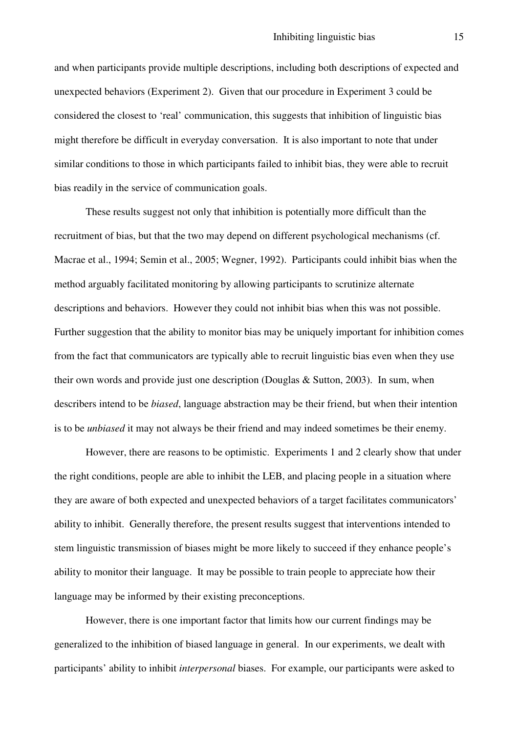and when participants provide multiple descriptions, including both descriptions of expected and unexpected behaviors (Experiment 2). Given that our procedure in Experiment 3 could be considered the closest to 'real' communication, this suggests that inhibition of linguistic bias might therefore be difficult in everyday conversation. It is also important to note that under similar conditions to those in which participants failed to inhibit bias, they were able to recruit bias readily in the service of communication goals.

These results suggest not only that inhibition is potentially more difficult than the recruitment of bias, but that the two may depend on different psychological mechanisms (cf. Macrae et al., 1994; Semin et al., 2005; Wegner, 1992). Participants could inhibit bias when the method arguably facilitated monitoring by allowing participants to scrutinize alternate descriptions and behaviors. However they could not inhibit bias when this was not possible. Further suggestion that the ability to monitor bias may be uniquely important for inhibition comes from the fact that communicators are typically able to recruit linguistic bias even when they use their own words and provide just one description (Douglas & Sutton, 2003). In sum, when describers intend to be *biased*, language abstraction may be their friend, but when their intention is to be *unbiased* it may not always be their friend and may indeed sometimes be their enemy.

However, there are reasons to be optimistic. Experiments 1 and 2 clearly show that under the right conditions, people are able to inhibit the LEB, and placing people in a situation where they are aware of both expected and unexpected behaviors of a target facilitates communicators' ability to inhibit. Generally therefore, the present results suggest that interventions intended to stem linguistic transmission of biases might be more likely to succeed if they enhance people's ability to monitor their language. It may be possible to train people to appreciate how their language may be informed by their existing preconceptions.

However, there is one important factor that limits how our current findings may be generalized to the inhibition of biased language in general. In our experiments, we dealt with participants' ability to inhibit *interpersonal* biases. For example, our participants were asked to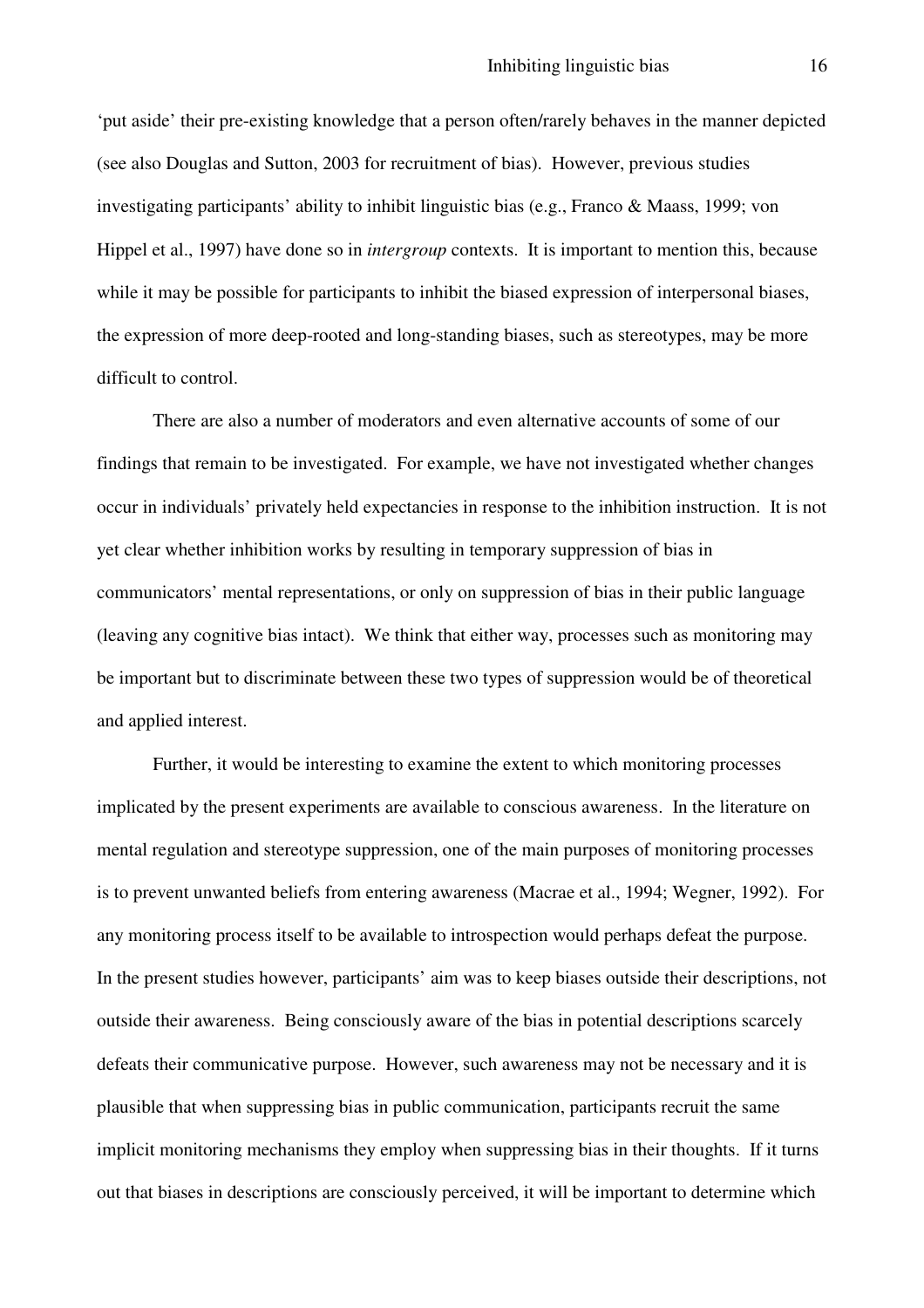'put aside' their pre-existing knowledge that a person often/rarely behaves in the manner depicted (see also Douglas and Sutton, 2003 for recruitment of bias). However, previous studies investigating participants' ability to inhibit linguistic bias (e.g., Franco & Maass, 1999; von Hippel et al., 1997) have done so in *intergroup* contexts. It is important to mention this, because while it may be possible for participants to inhibit the biased expression of interpersonal biases, the expression of more deep-rooted and long-standing biases, such as stereotypes, may be more difficult to control.

There are also a number of moderators and even alternative accounts of some of our findings that remain to be investigated. For example, we have not investigated whether changes occur in individuals' privately held expectancies in response to the inhibition instruction. It is not yet clear whether inhibition works by resulting in temporary suppression of bias in communicators' mental representations, or only on suppression of bias in their public language (leaving any cognitive bias intact). We think that either way, processes such as monitoring may be important but to discriminate between these two types of suppression would be of theoretical and applied interest.

Further, it would be interesting to examine the extent to which monitoring processes implicated by the present experiments are available to conscious awareness. In the literature on mental regulation and stereotype suppression, one of the main purposes of monitoring processes is to prevent unwanted beliefs from entering awareness (Macrae et al., 1994; Wegner, 1992). For any monitoring process itself to be available to introspection would perhaps defeat the purpose. In the present studies however, participants' aim was to keep biases outside their descriptions, not outside their awareness. Being consciously aware of the bias in potential descriptions scarcely defeats their communicative purpose. However, such awareness may not be necessary and it is plausible that when suppressing bias in public communication, participants recruit the same implicit monitoring mechanisms they employ when suppressing bias in their thoughts. If it turns out that biases in descriptions are consciously perceived, it will be important to determine which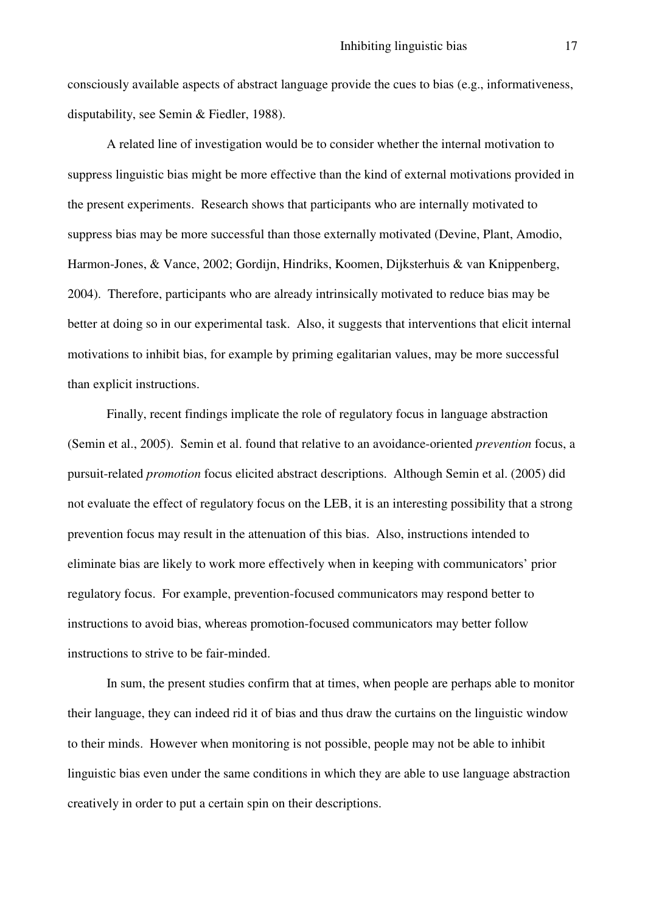consciously available aspects of abstract language provide the cues to bias (e.g., informativeness, disputability, see Semin & Fiedler, 1988).

A related line of investigation would be to consider whether the internal motivation to suppress linguistic bias might be more effective than the kind of external motivations provided in the present experiments. Research shows that participants who are internally motivated to suppress bias may be more successful than those externally motivated (Devine, Plant, Amodio, Harmon-Jones, & Vance, 2002; Gordijn, Hindriks, Koomen, Dijksterhuis & van Knippenberg, 2004). Therefore, participants who are already intrinsically motivated to reduce bias may be better at doing so in our experimental task. Also, it suggests that interventions that elicit internal motivations to inhibit bias, for example by priming egalitarian values, may be more successful than explicit instructions.

Finally, recent findings implicate the role of regulatory focus in language abstraction (Semin et al., 2005). Semin et al. found that relative to an avoidance-oriented *prevention* focus, a pursuit-related *promotion* focus elicited abstract descriptions. Although Semin et al. (2005) did not evaluate the effect of regulatory focus on the LEB, it is an interesting possibility that a strong prevention focus may result in the attenuation of this bias. Also, instructions intended to eliminate bias are likely to work more effectively when in keeping with communicators' prior regulatory focus. For example, prevention-focused communicators may respond better to instructions to avoid bias, whereas promotion-focused communicators may better follow instructions to strive to be fair-minded.

In sum, the present studies confirm that at times, when people are perhaps able to monitor their language, they can indeed rid it of bias and thus draw the curtains on the linguistic window to their minds. However when monitoring is not possible, people may not be able to inhibit linguistic bias even under the same conditions in which they are able to use language abstraction creatively in order to put a certain spin on their descriptions.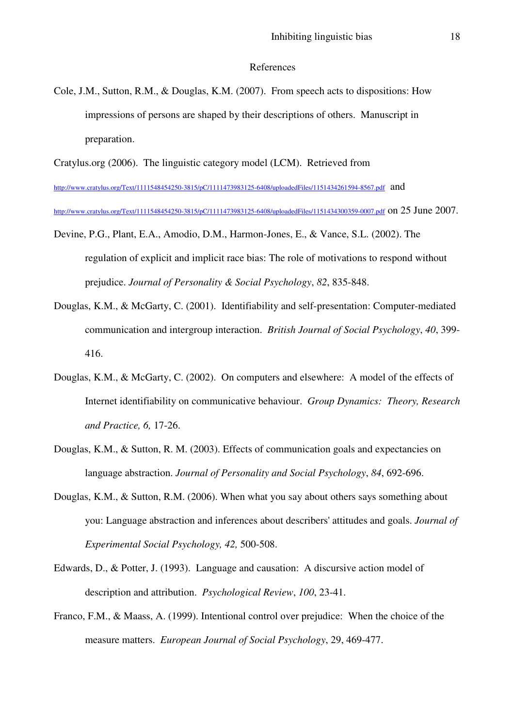# References

Cole, J.M., Sutton, R.M., & Douglas, K.M. (2007). From speech acts to dispositions: How impressions of persons are shaped by their descriptions of others. Manuscript in preparation.

Cratylus.org (2006). The linguistic category model (LCM). Retrieved from http://www.cratylus.org/Text/1111548454250-3815/pC/1111473983125-6408/uploadedFiles/1151434261594-8567.pdf and http://www.cratylus.org/Text/1111548454250-3815/pC/1111473983125-6408/uploadedFiles/1151434300359-0007.pdf on 25 June 2007.

Devine, P.G., Plant, E.A., Amodio, D.M., Harmon-Jones, E., & Vance, S.L. (2002). The regulation of explicit and implicit race bias: The role of motivations to respond without prejudice. *Journal of Personality & Social Psychology*, *82*, 835-848.

Douglas, K.M., & McGarty, C. (2001). Identifiability and self-presentation: Computer-mediated communication and intergroup interaction. *British Journal of Social Psychology*, *40*, 399-416.

Douglas, K.M., & McGarty, C. (2002). On computers and elsewhere: A model of the effects of Internet identifiability on communicative behaviour. *Group Dynamics: Theory, Research and Practice, 6,* 17-26.

Douglas, K.M., & Sutton, R. M. (2003). Effects of communication goals and expectancies on language abstraction. *Journal of Personality and Social Psychology*, *84*, 692-696.

Douglas, K.M., & Sutton, R.M. (2006). When what you say about others says something about you: Language abstraction and inferences about describers' attitudes and goals. *Journal of Experimental Social Psychology, 42,* 500-508.

Edwards, D., & Potter, J. (1993). Language and causation: A discursive action model of description and attribution. *Psychological Review*, *100*, 23-41.

Franco, F.M., & Maass, A. (1999). Intentional control over prejudice: When the choice of the measure matters. *European Journal of Social Psychology*, 29, 469-477.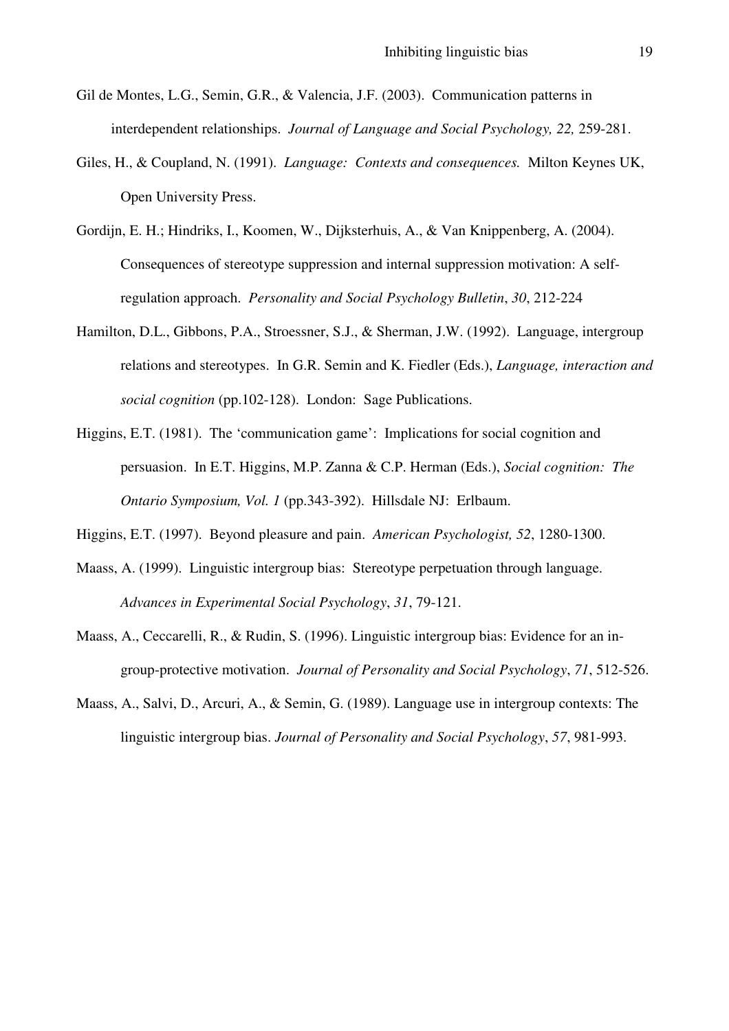Gil de Montes, L.G., Semin, G.R., & Valencia, J.F. (2003). Communication patterns in interdependent relationships. *Journal of Language and Social Psychology, 22,* 259-281.

Giles, H., & Coupland, N. (1991). *Language: Contexts and consequences.* Milton Keynes UK, Open University Press.

Gordijn, E. H.; Hindriks, I., Koomen, W., Dijksterhuis, A., & Van Knippenberg, A. (2004). Consequences of stereotype suppression and internal suppression motivation: A self-regulation approach. *Personality and Social Psychology Bulletin*, *30*, 212-224

Hamilton, D.L., Gibbons, P.A., Stroessner, S.J., & Sherman, J.W. (1992). Language, intergroup relations and stereotypes. In G.R. Semin and K. Fiedler (Eds.), *Language, interaction and social cognition* (pp.102-128). London: Sage Publications.

Higgins, E.T. (1981). The 'communication game': Implications for social cognition and persuasion. In E.T. Higgins, M.P. Zanna & C.P. Herman (Eds.), *Social cognition: The Ontario Symposium, Vol. 1* (pp.343-392). Hillsdale NJ: Erlbaum.

Higgins, E.T. (1997). Beyond pleasure and pain. *American Psychologist, 52*, 1280-1300.

Maass, A. (1999). Linguistic intergroup bias: Stereotype perpetuation through language. *Advances in Experimental Social Psychology*, *31*, 79-121.

Maass, A., Ceccarelli, R., & Rudin, S. (1996). Linguistic intergroup bias: Evidence for an in-group-protective motivation. *Journal of Personality and Social Psychology*, *71*, 512-526.

Maass, A., Salvi, D., Arcuri, A., & Semin, G. (1989). Language use in intergroup contexts: The linguistic intergroup bias. *Journal of Personality and Social Psychology*, *57*, 981-993.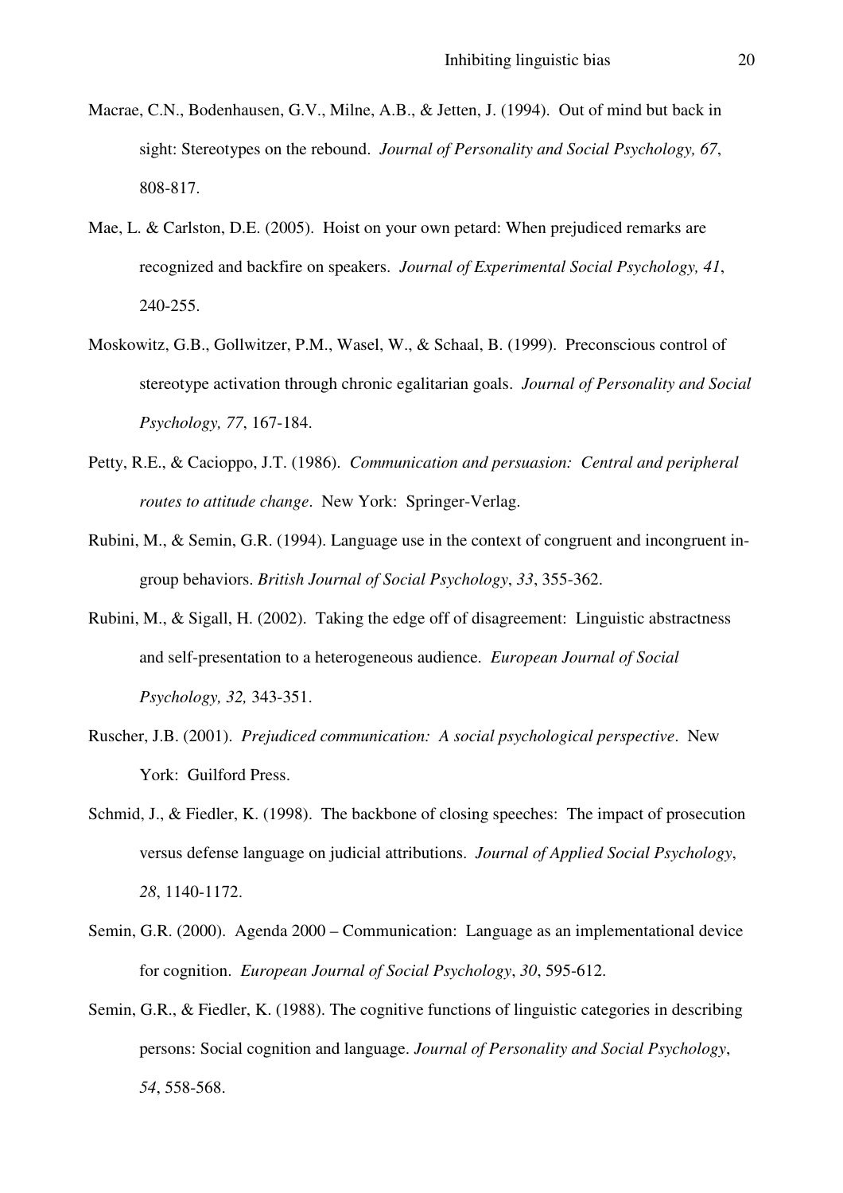Macrae, C.N., Bodenhausen, G.V., Milne, A.B., & Jetten, J. (1994). Out of mind but back in sight: Stereotypes on the rebound. *Journal of Personality and Social Psychology, 67*, 808-817.

Mae, L. & Carlston, D.E. (2005). Hoist on your own petard: When prejudiced remarks are recognized and backfire on speakers. *Journal of Experimental Social Psychology, 41*, 240-255.

Moskowitz, G.B., Gollwitzer, P.M., Wasel, W., & Schaal, B. (1999). Preconscious control of stereotype activation through chronic egalitarian goals. *Journal of Personality and Social Psychology, 77*, 167-184.

Petty, R.E., & Cacioppo, J.T. (1986). *Communication and persuasion: Central and peripheral routes to attitude change*. New York: Springer-Verlag.

Rubini, M., & Semin, G.R. (1994). Language use in the context of congruent and incongruent in-group behaviors. *British Journal of Social Psychology*, *33*, 355-362.

Rubini, M., & Sigall, H. (2002). Taking the edge off of disagreement: Linguistic abstractness and self-presentation to a heterogeneous audience. *European Journal of Social Psychology, 32,* 343-351.

Ruscher, J.B. (2001). *Prejudiced communication: A social psychological perspective*. New York: Guilford Press.

Schmid, J., & Fiedler, K. (1998). The backbone of closing speeches: The impact of prosecution versus defense language on judicial attributions. *Journal of Applied Social Psychology*, *28*, 1140-1172.

Semin, G.R. (2000). Agenda 2000 – Communication: Language as an implementational device for cognition. *European Journal of Social Psychology*, *30*, 595-612.

Semin, G.R., & Fiedler, K. (1988). The cognitive functions of linguistic categories in describing persons: Social cognition and language. *Journal of Personality and Social Psychology*, *54*, 558-568.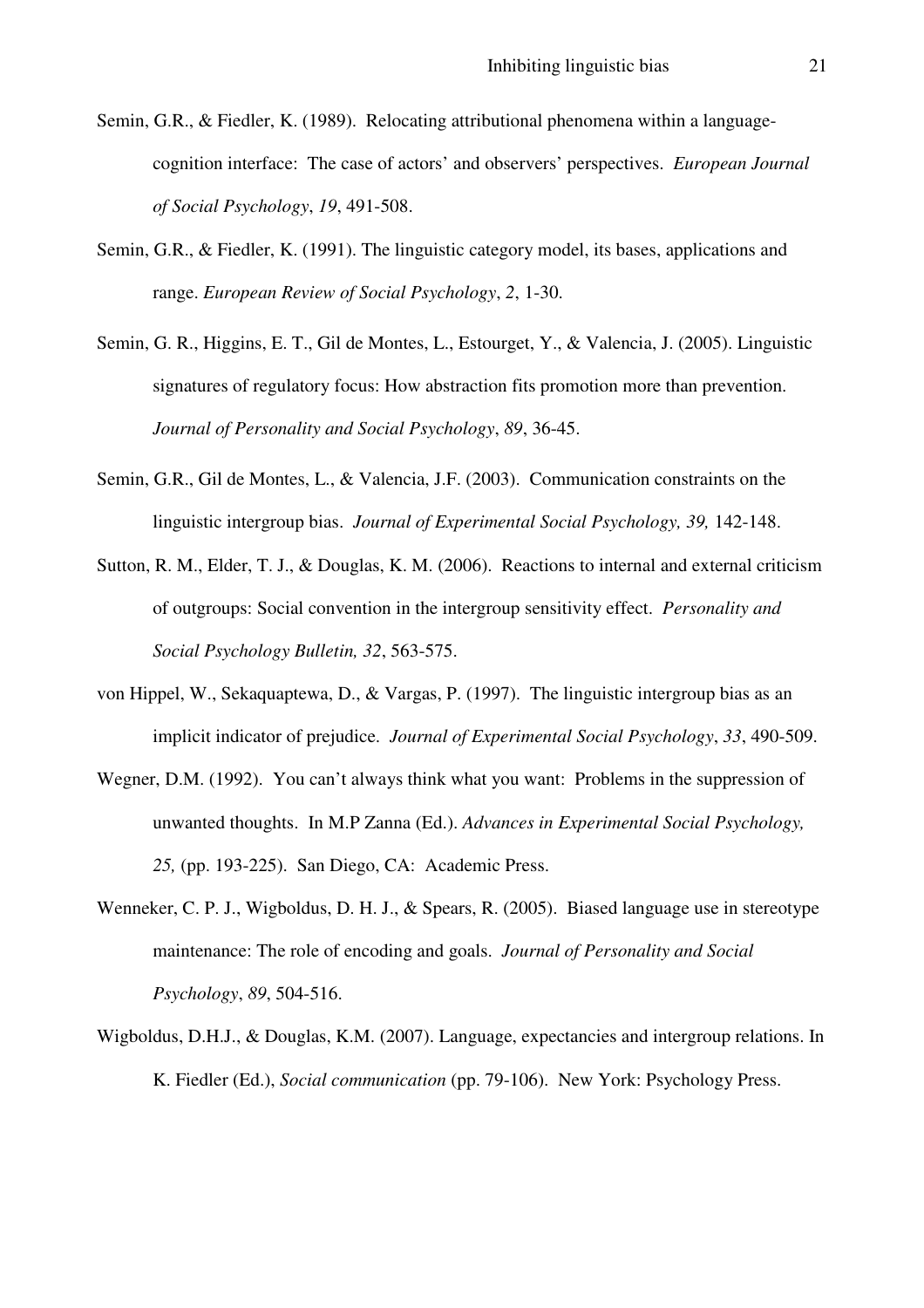Semin, G.R., & Fiedler, K. (1989). Relocating attributional phenomena within a language-cognition interface: The case of actors' and observers' perspectives. *European Journal of Social Psychology*, *19*, 491-508.

Semin, G.R., & Fiedler, K. (1991). The linguistic category model, its bases, applications and range. *European Review of Social Psychology*, *2*, 1-30.

Semin, G. R., Higgins, E. T., Gil de Montes, L., Estourget, Y., & Valencia, J. (2005). Linguistic signatures of regulatory focus: How abstraction fits promotion more than prevention. *Journal of Personality and Social Psychology*, *89*, 36-45.

Semin, G.R., Gil de Montes, L., & Valencia, J.F. (2003). Communication constraints on the linguistic intergroup bias. *Journal of Experimental Social Psychology, 39,* 142-148.

Sutton, R. M., Elder, T. J., & Douglas, K. M. (2006). Reactions to internal and external criticism of outgroups: Social convention in the intergroup sensitivity effect. *Personality and Social Psychology Bulletin, 32*, 563-575.

von Hippel, W., Sekaquaptewa, D., & Vargas, P. (1997). The linguistic intergroup bias as an implicit indicator of prejudice. *Journal of Experimental Social Psychology*, *33*, 490-509.

Wegner, D.M. (1992). You can't always think what you want: Problems in the suppression of unwanted thoughts. In M.P Zanna (Ed.). *Advances in Experimental Social Psychology, 25,* (pp. 193-225). San Diego, CA: Academic Press.

Wenneker, C. P. J., Wigboldus, D. H. J., & Spears, R. (2005). Biased language use in stereotype maintenance: The role of encoding and goals. *Journal of Personality and Social Psychology*, *89*, 504-516.

Wigboldus, D.H.J., & Douglas, K.M. (2007). Language, expectancies and intergroup relations. In K. Fiedler (Ed.), *Social communication* (pp. 79-106). New York: Psychology Press.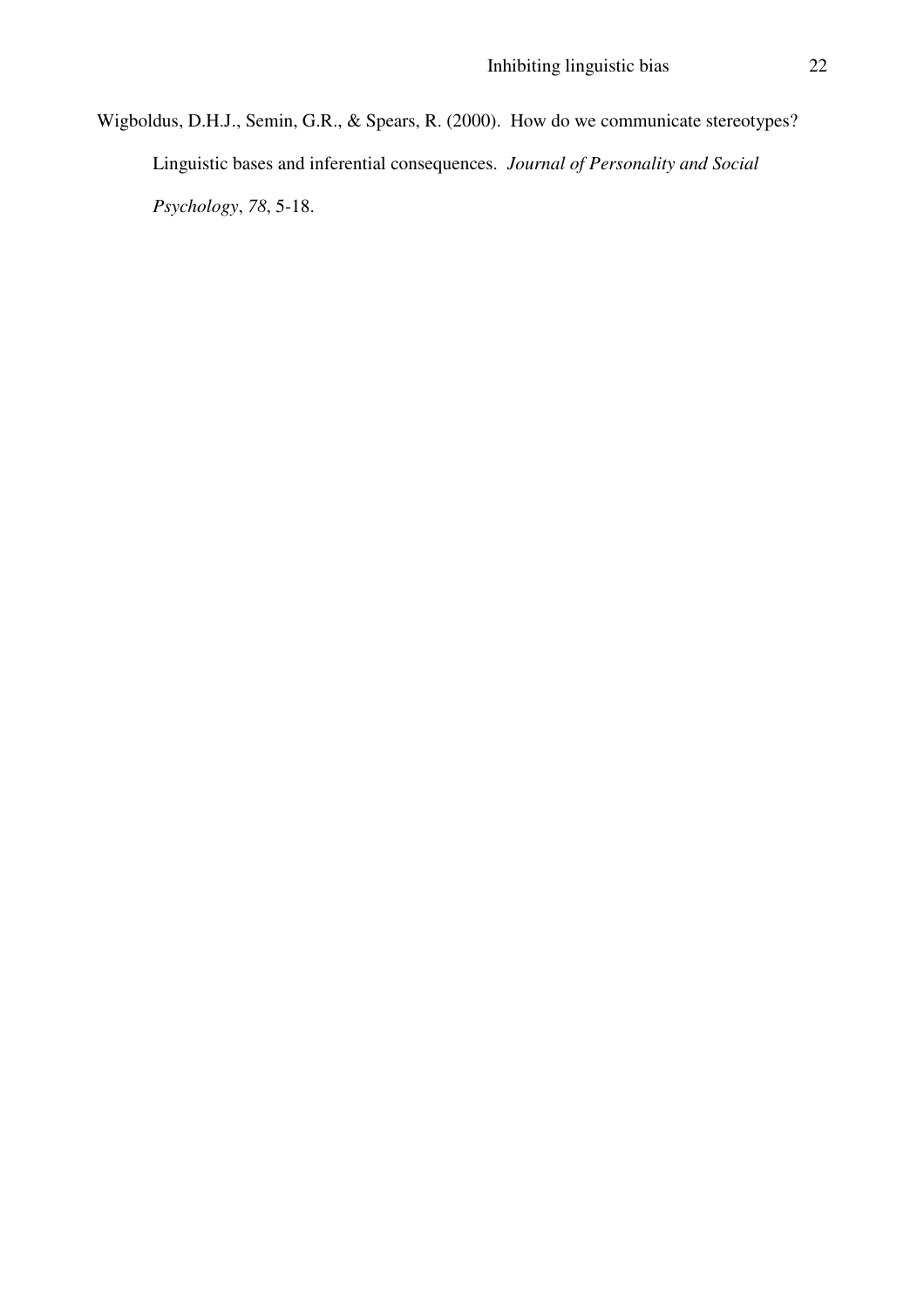Wigboldus, D.H.J., Semin, G.R., & Spears, R. (2000). How do we communicate stereotypes? Linguistic bases and inferential consequences. *Journal of Personality and Social Psychology*, *78*, 5-18.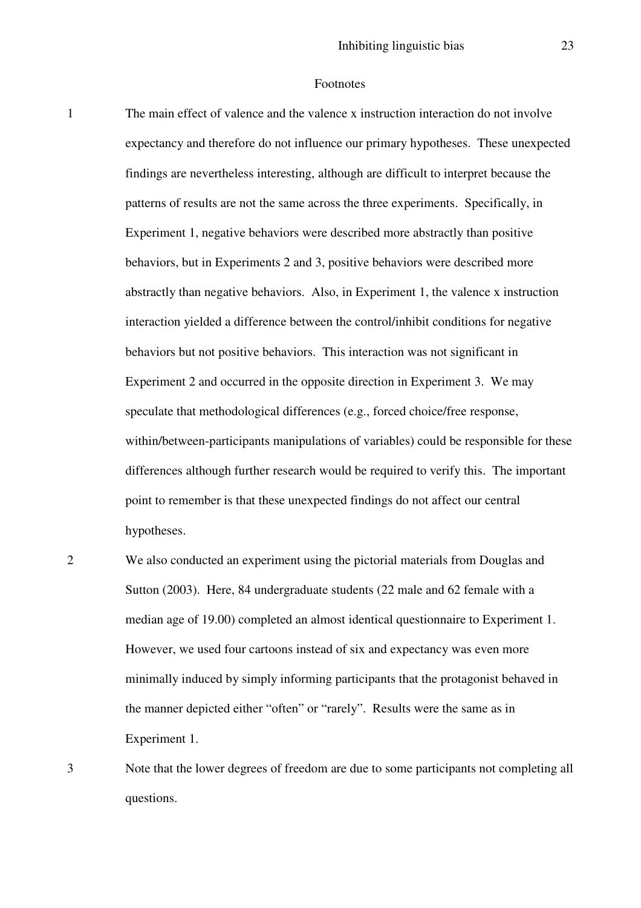# Footnotes

1 The main effect of valence and the valence x instruction interaction do not involve expectancy and therefore do not influence our primary hypotheses. These unexpected findings are nevertheless interesting, although are difficult to interpret because the patterns of results are not the same across the three experiments. Specifically, in Experiment 1, negative behaviors were described more abstractly than positive behaviors, but in Experiments 2 and 3, positive behaviors were described more abstractly than negative behaviors. Also, in Experiment 1, the valence x instruction interaction yielded a difference between the control/inhibit conditions for negative behaviors but not positive behaviors. This interaction was not significant in Experiment 2 and occurred in the opposite direction in Experiment 3. We may speculate that methodological differences (e.g., forced choice/free response, within/between-participants manipulations of variables) could be responsible for these differences although further research would be required to verify this. The important point to remember is that these unexpected findings do not affect our central hypotheses.

2 We also conducted an experiment using the pictorial materials from Douglas and Sutton (2003). Here, 84 undergraduate students (22 male and 62 female with a median age of 19.00) completed an almost identical questionnaire to Experiment 1. However, we used four cartoons instead of six and expectancy was even more minimally induced by simply informing participants that the protagonist behaved in the manner depicted either "often" or "rarely". Results were the same as in Experiment 1.

3 Note that the lower degrees of freedom are due to some participants not completing all questions.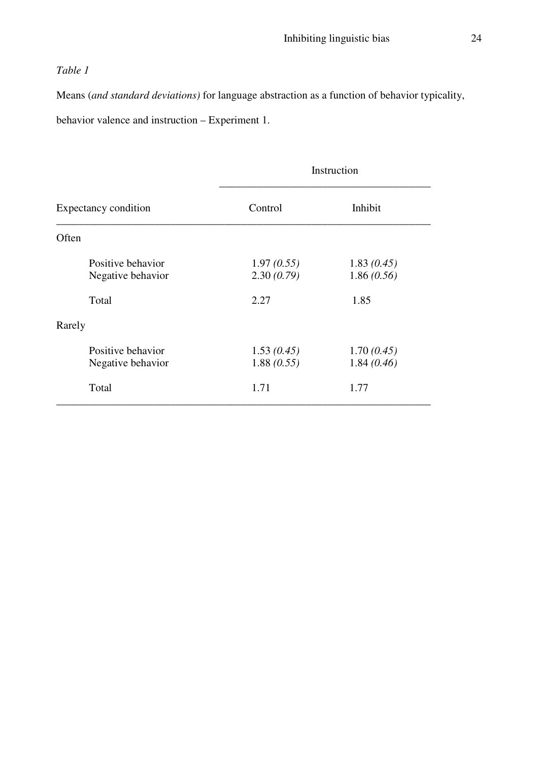*Table 1*

Means (*and standard deviations)* for language abstraction as a function of behavior typicality, behavior valence and instruction – Experiment 1.

| | Instruction | |
|---|---|---|
| Expectancy condition | Control | Inhibit |
| Often | | |
| Positive behavior | 1.97 *(0.55)* | 1.83 *(0.45)* |
| Negative behavior | 2.30 *(0.79)* | 1.86 *(0.56)* |
| Total | 2.27 | 1.85 |
| Rarely | | |
| Positive behavior | 1.53 *(0.45)* | 1.70 *(0.45)* |
| Negative behavior | 1.88 *(0.55)* | 1.84 *(0.46)* |
| Total | 1.71 | 1.77 |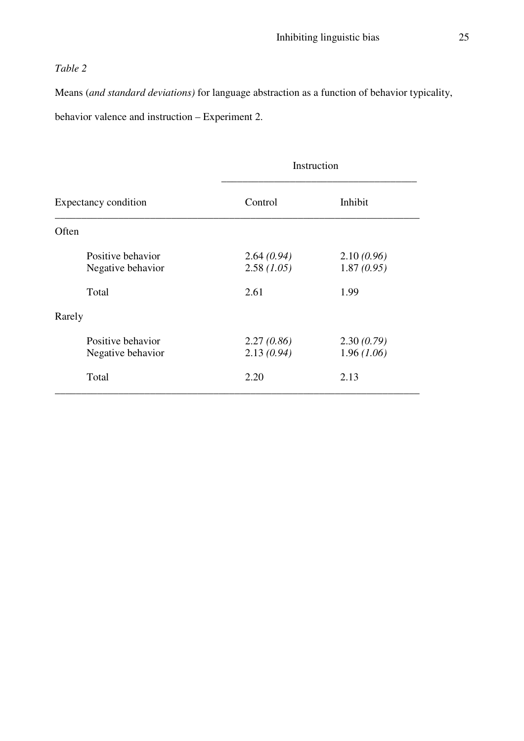*Table 2*

Means (*and standard deviations)* for language abstraction as a function of behavior typicality, behavior valence and instruction – Experiment 2.

| | Instruction | |
|---|---|---|
| Expectancy condition | Control | Inhibit |
| Often | | |
| Positive behavior | 2.64 *(0.94)* | 2.10 *(0.96)* |
| Negative behavior | 2.58 *(1.05)* | 1.87 *(0.95)* |
| Total | 2.61 | 1.99 |
| Rarely | | |
| Positive behavior | 2.27 *(0.86)* | 2.30 *(0.79)* |
| Negative behavior | 2.13 *(0.94)* | 1.96 *(1.06)* |
| Total | 2.20 | 2.13 |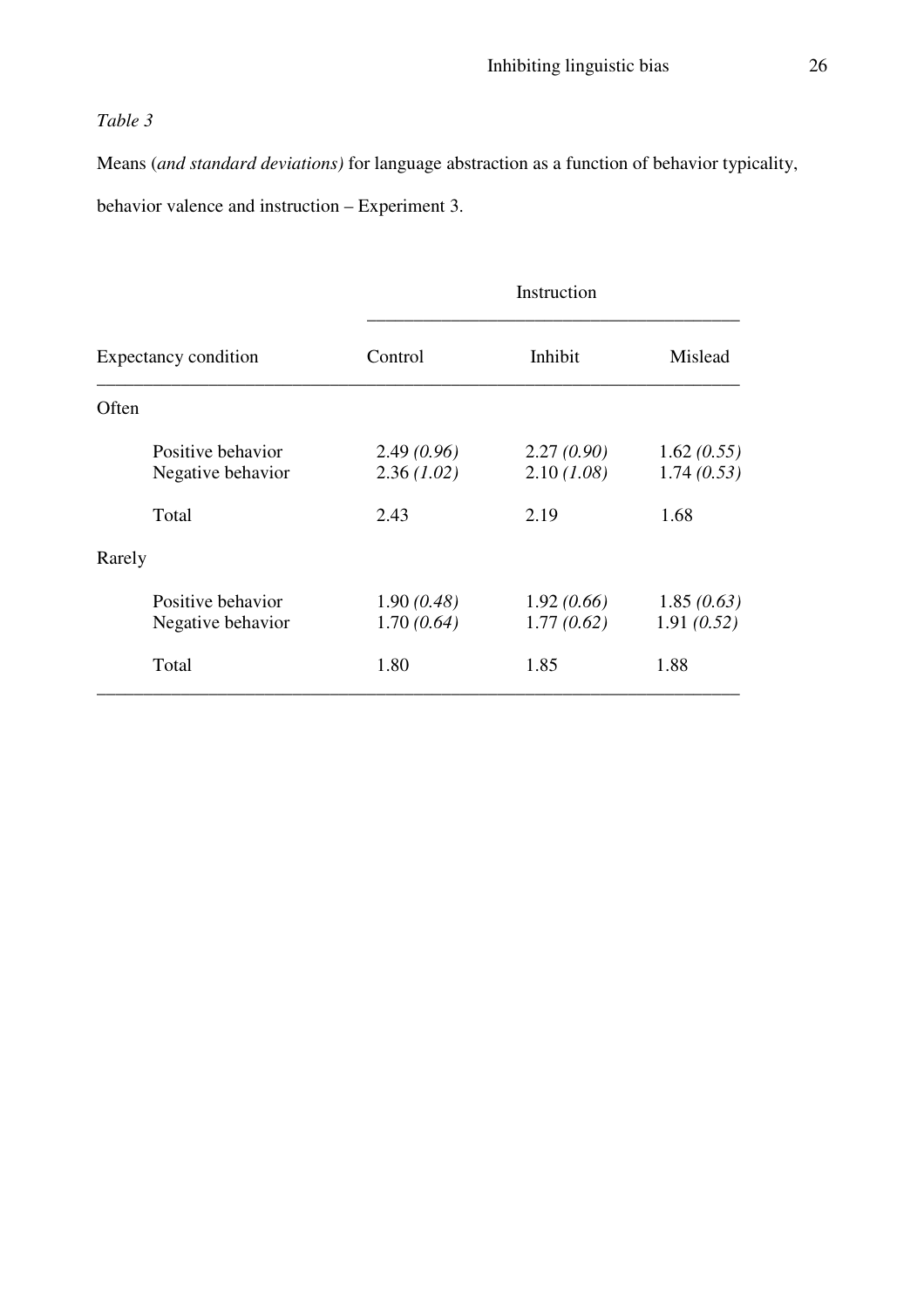*Table 3*

Means (*and standard deviations)* for language abstraction as a function of behavior typicality, behavior valence and instruction – Experiment 3.

| | Instruction | | |
|---|---|---|---|
| Expectancy condition | Control | Inhibit | Mislead |
| Often | | | |
| Positive behavior | 2.49 *(0.96)* | 2.27 *(0.90)* | 1.62 *(0.55)* |
| Negative behavior | 2.36 *(1.02)* | 2.10 *(1.08)* | 1.74 *(0.53)* |
| Total | 2.43 | 2.19 | 1.68 |
| Rarely | | | |
| Positive behavior | 1.90 *(0.48)* | 1.92 *(0.66)* | 1.85 *(0.63)* |
| Negative behavior | 1.70 *(0.64)* | 1.77 *(0.62)* | 1.91 *(0.52)* |
| Total | 1.80 | 1.85 | 1.88 |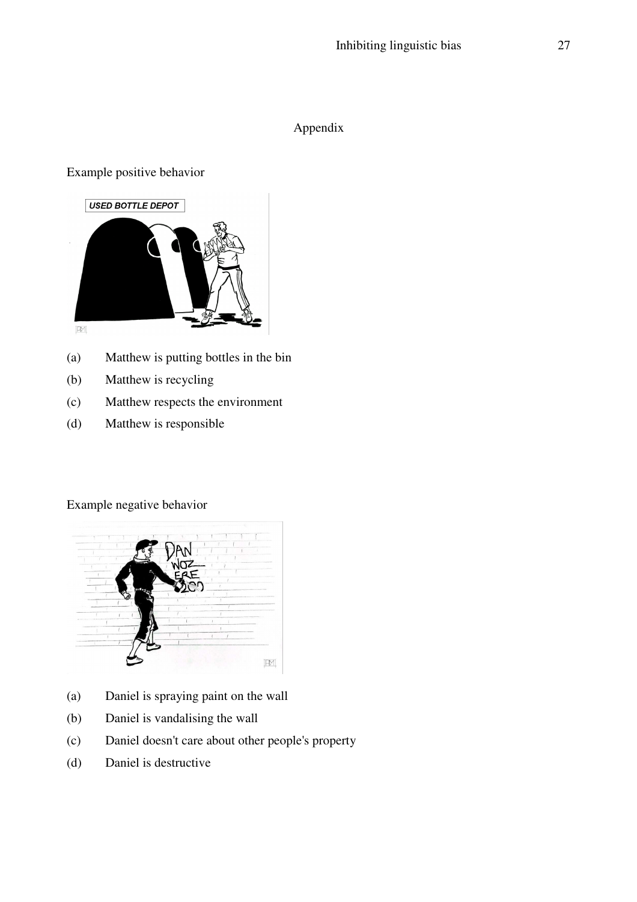## Appendix

Example positive behavior

(a) Matthew is putting bottles in the bin

(b) Matthew is recycling

(c) Matthew respects the environment

(d) Matthew is responsible

Example negative behavior

(a) Daniel is spraying paint on the wall

(b) Daniel is vandalising the wall

(c) Daniel doesn't care about other people's property

(d) Daniel is destructive